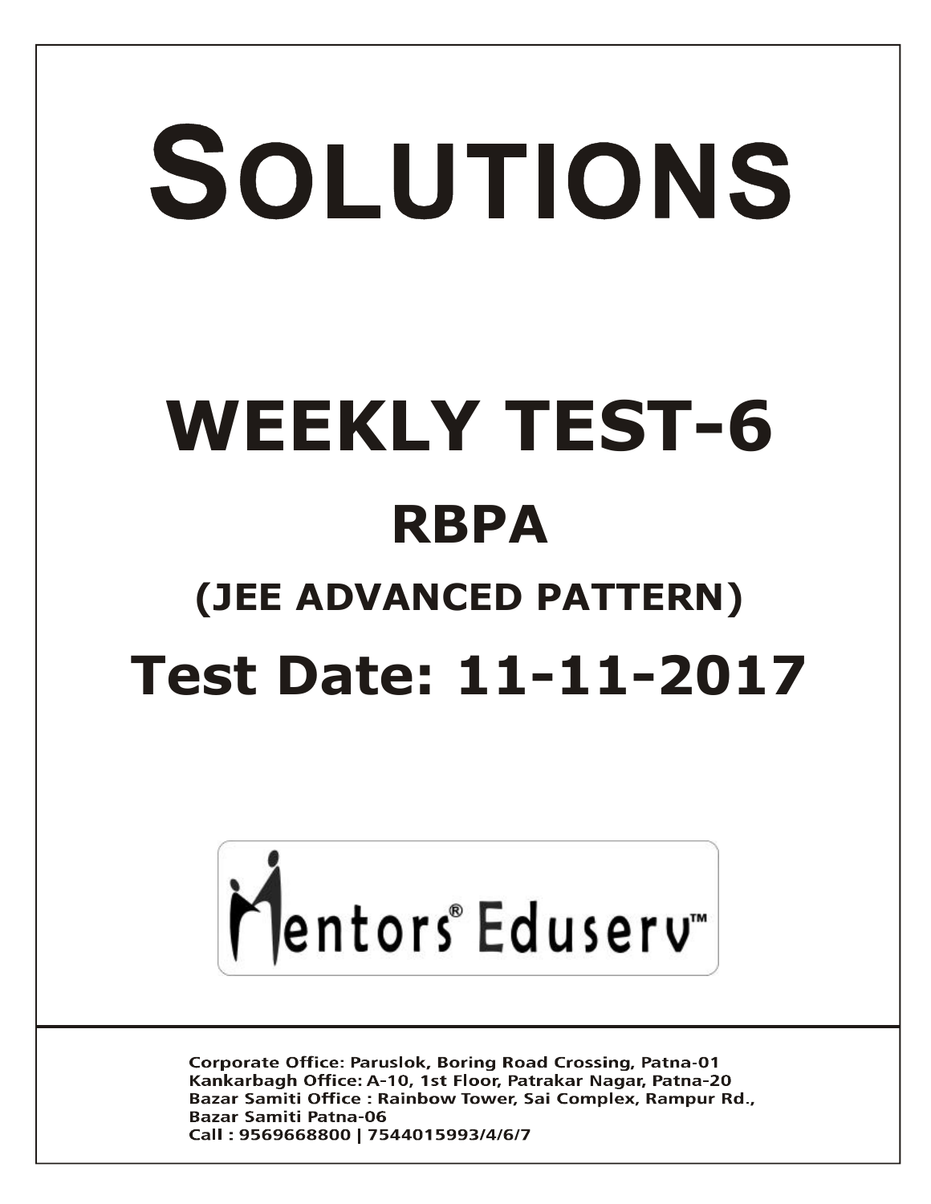# SOLUTIONS

# WEEKLY TEST-6

## RBPA

### (JEE ADVANCED PATTERN)

## Test Date: 11-11-2017

Mentors® Eduserv™

Corporate Office: Paruslok, Boring Road Crossing, Patna-01
Kankarbagh Office: A-10, 1st Floor, Patrakar Nagar, Patna-20
Bazar Samiti Office : Rainbow Tower, Sai Complex, Rampur Rd., Bazar Samiti Patna-06
Call : 9569668800 | 7544015993/4/6/7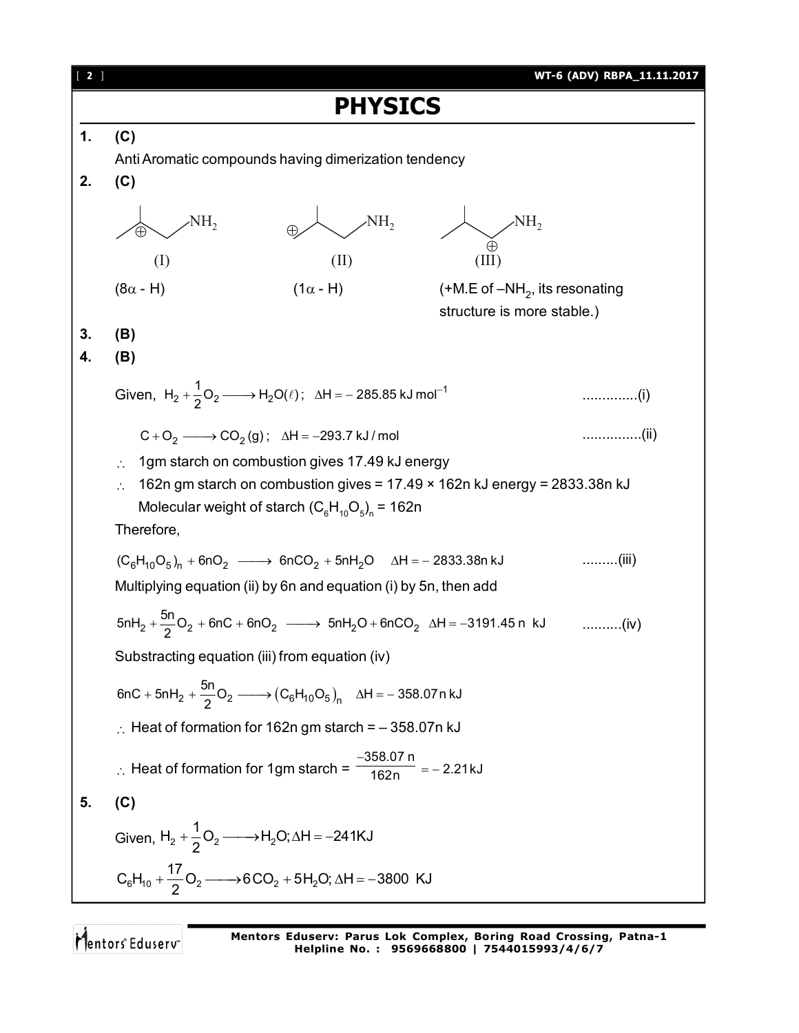# PHYSICS

**1.** **(C)**

Anti Aromatic compounds having dimerization tendency

**2.** **(C)**

(I) (II) (III)

($8\alpha$ - H) ($1\alpha$ - H) (+M.E of $-NH_2$, its resonating structure is more stable.)

**3.** **(B)**

**4.** **(B)**

Given, $H_2 + \frac{1}{2}O_2 \longrightarrow H_2O(\ell)$ ; $\Delta H = -285.85 \text{ kJ mol}^{-1}$ .............(i)

$C + O_2 \longrightarrow CO_2(g)$ ; $\Delta H = -293.7 \text{ kJ/mol}$ ...............(ii)

$\therefore$ 1gm starch on combustion gives 17.49 kJ energy

$\therefore$ 162n gm starch on combustion gives = 17.49 × 162n kJ energy = 2833.38n kJ

Molecular weight of starch $(C_6H_{10}O_5)_n$ = 162n

Therefore,

$(C_6H_{10}O_5)_n + 6nO_2 \longrightarrow 6nCO_2 + 5nH_2O \quad \Delta H = -2833.38n \text{ kJ}$ .........(iii)

Multiplying equation (ii) by 6n and equation (i) by 5n, then add

$5nH_2 + \frac{5n}{2}O_2 + 6nC + 6nO_2 \longrightarrow 5nH_2O + 6nCO_2 \quad \Delta H = -3191.45\text{ n kJ}$ ..........(iv)

Substracting equation (iii) from equation (iv)

$6nC + 5nH_2 + \frac{5n}{2}O_2 \longrightarrow (C_6H_{10}O_5)_n \quad \Delta H = -358.07\text{n kJ}$

$\therefore$ Heat of formation for 162n gm starch = – 358.07n kJ

$\therefore$ Heat of formation for 1gm starch = $\frac{-358.07\text{ n}}{162\text{n}} = -2.21\text{kJ}$

**5.** **(C)**

Given, $H_2 + \frac{1}{2}O_2 \longrightarrow H_2O; \Delta H = -241\text{KJ}$

$C_6H_{10} + \frac{17}{2}O_2 \longrightarrow 6CO_2 + 5H_2O; \Delta H = -3800 \text{ KJ}$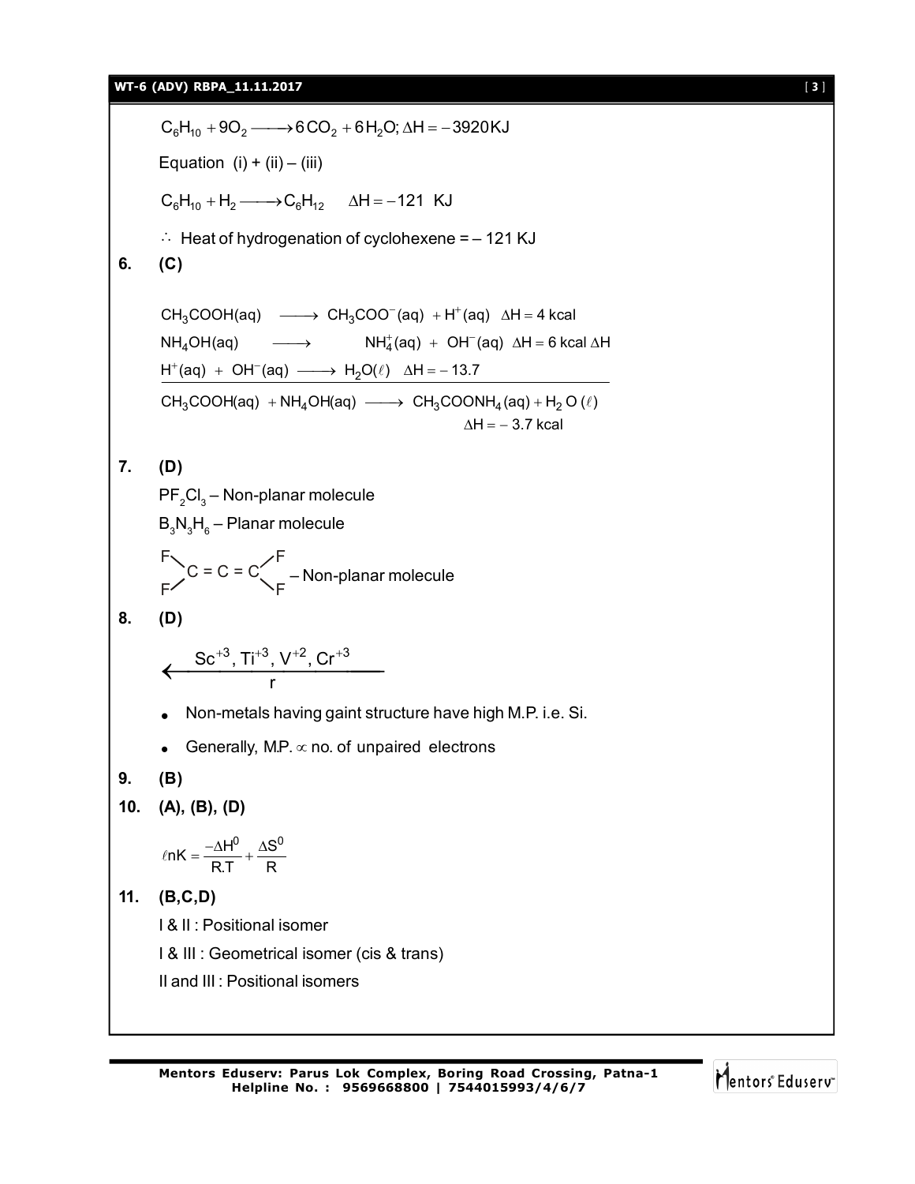$$C_6H_{10} + 9O_2 \longrightarrow 6CO_2 + 6H_2O; \Delta H = -3920 KJ$$

Equation (i) + (ii) – (iii)

$$C_6H_{10} + H_2 \longrightarrow C_6H_{12} \quad \Delta H = -121 \text{ KJ}$$

$\therefore$ Heat of hydrogenation of cyclohexene = – 121 KJ

**6. (C)**

$$CH_3COOH(aq) \longrightarrow CH_3COO^-(aq) + H^+(aq) \quad \Delta H = 4 \text{ kcal}$$

$$NH_4OH(aq) \longrightarrow NH_4^+(aq) + OH^-(aq) \quad \Delta H = 6 \text{ kcal } \Delta H$$

$$H^+(aq) + OH^-(aq) \longrightarrow H_2O(\ell) \quad \Delta H = -13.7$$

$$CH_3COOH(aq) + NH_4OH(aq) \longrightarrow CH_3COONH_4(aq) + H_2O(\ell)$$

$$\Delta H = -3.7 \text{ kcal}$$

**7. (D)**

$PF_2Cl_3$ – Non-planar molecule

$B_3N_3H_6$ – Planar molecule

$F_2C = C = CF_2$ – Non-planar molecule

**8. (D)**

$$\xleftarrow[\quad r \quad]{Sc^{+3}, Ti^{+3}, V^{+2}, Cr^{+3}}$$

- Non-metals having gaint structure have high M.P. i.e. Si.
- Generally, M.P. $\propto$ no. of unpaired electrons

**9. (B)**

**10. (A), (B), (D)**

$$\ell nK = \frac{-\Delta H^0}{R.T} + \frac{\Delta S^0}{R}$$

**11. (B,C,D)**

I & II : Positional isomer

I & III : Geometrical isomer (cis & trans)

II and III : Positional isomers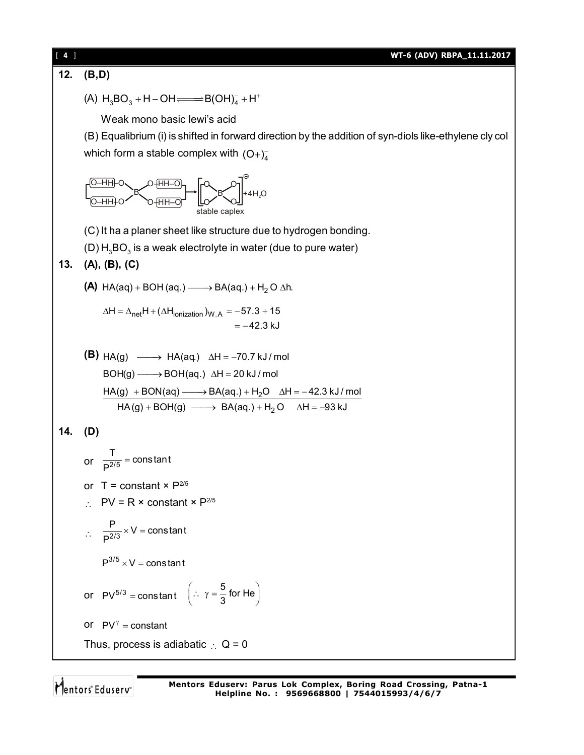**12. (B,D)**

(A) $H_3BO_3 + H-OH \rightleftharpoons B(OH)_4^- + H^+$

Weak mono basic lewi's acid

(B) Equalibrium (i) is shifted in forward direction by the addition of syn-diols like-ethylene cly col which form a stable complex with $(O+)_4^-$

$$\text{O-HH-O} \quad \text{O-HH-O} \quad B \quad \text{O-HH-O} \quad \text{O-HH-O} \longrightarrow \left[ B \right]^{\ominus} + 4H_2O$$

stable caplex

(C) It ha a planer sheet like structure due to hydrogen bonding.

(D) $H_3BO_3$ is a weak electrolyte in water (due to pure water)

**13. (A), (B), (C)**

**(A)** $HA(aq) + BOH\,(aq.) \longrightarrow BA(aq.) + H_2O \;\; \Delta h.$

$$\Delta H = \Delta_{net}H + (\Delta H_{ionization})_{W.A} = -57.3 + 15$$
$$= -42.3 \text{ kJ}$$

**(B)** $HA(g) \longrightarrow HA(aq.) \;\; \Delta H = -70.7 \text{ kJ/mol}$

$BOH(g) \longrightarrow BOH(aq.) \;\; \Delta H = 20 \text{ kJ/mol}$

$HA(g) + BON(aq) \longrightarrow BA(aq.) + H_2O \;\; \Delta H = -42.3 \text{ kJ/mol}$

$HA(g) + BOH(g) \longrightarrow BA(aq.) + H_2O \;\; \Delta H = -93 \text{ kJ}$

**14. (D)**

or $\dfrac{T}{P^{2/5}} = \text{constant}$

or $T = \text{constant} \times P^{2/5}$

$\therefore \;\; PV = R \times \text{constant} \times P^{2/5}$

$\therefore \;\; \dfrac{P}{P^{2/3}} \times V = \text{constant}$

$P^{3/5} \times V = \text{constant}$

or $PV^{5/3} = \text{constant} \quad \left(\because \gamma = \dfrac{5}{3} \text{ for He}\right)$

or $PV^{\gamma} = \text{constant}$

Thus, process is adiabatic $\therefore$ Q = 0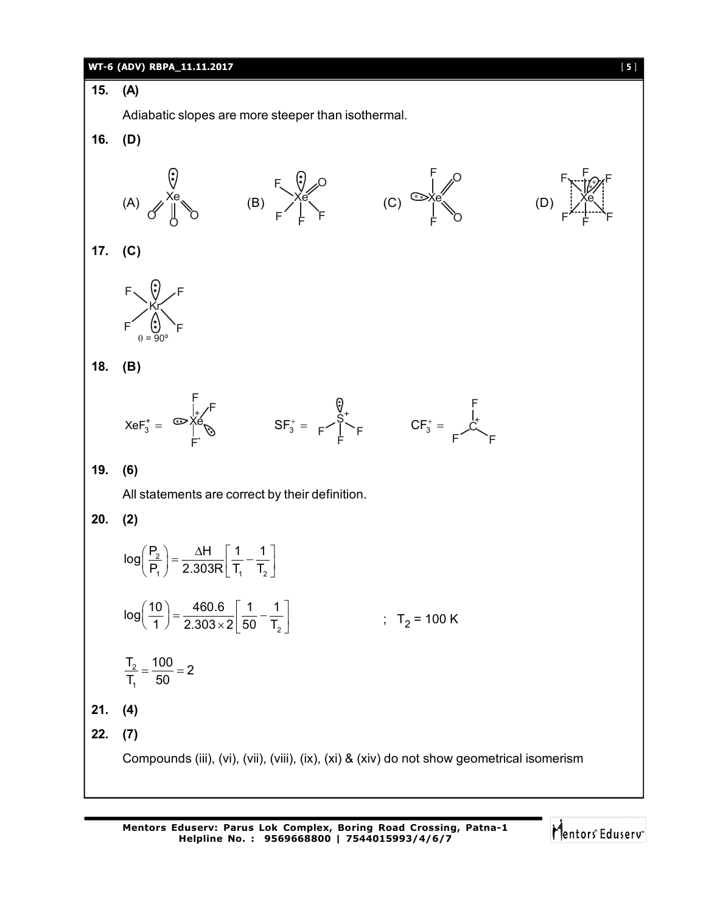**15. (A)**

Adiabatic slopes are more steeper than isothermal.

**16. (D)**

(A) $XeO_3$   (B) $XeOF_4$   (C) $XeO_2F_2$   (D) $XeF_6$

**17. (C)**

$KrF_4$ ; $\theta = 90^\circ$

**18. (B)**

$XeF_3^+$ =   $SF_3^+$ =   $CF_3^+$ =

**19. (6)**

All statements are correct by their definition.

**20. (2)**

$$\log\left(\frac{P_2}{P_1}\right) = \frac{\Delta H}{2.303R}\left[\frac{1}{T_1} - \frac{1}{T_2}\right]$$

$$\log\left(\frac{10}{1}\right) = \frac{460.6}{2.303 \times 2}\left[\frac{1}{50} - \frac{1}{T_2}\right] \quad ; \quad T_2 = 100\text{ K}$$

$$\frac{T_2}{T_1} = \frac{100}{50} = 2$$

**21. (4)**

**22. (7)**

Compounds (iii), (vi), (vii), (viii), (ix), (xi) & (xiv) do not show geometrical isomerism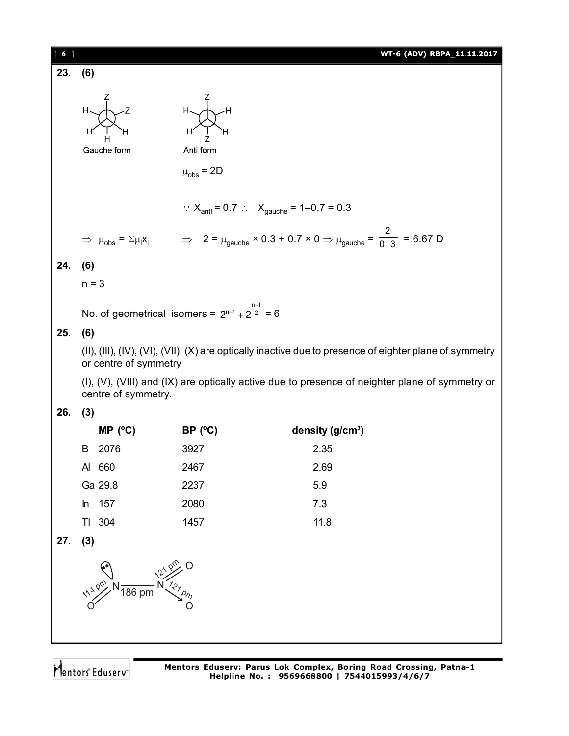**23. (6)**

Gauche form    Anti form

$\mu_{obs} = 2D$

$\because X_{anti} = 0.7 \therefore \; X_{gauche} = 1 – 0.7 = 0.3$

$\Rightarrow \mu_{obs} = \Sigma \mu_i x_i \qquad \Rightarrow \; 2 = \mu_{gauche} \times 0.3 + 0.7 \times 0 \Rightarrow \mu_{gauche} = \frac{2}{0.3} = 6.67$ D

**24. (6)**

n = 3

No. of geometrical isomers = $2^{n-1} + 2^{\frac{n-1}{2}} = 6$

**25. (6)**

(II), (III), (IV), (VI), (VII), (X) are optically inactive due to presence of eighter plane of symmetry or centre of symmetry

(I), (V), (VIII) and (IX) are optically active due to presence of neighter plane of symmetry or centre of symmetry.

**26. (3)**

| | MP (ºC) | BP (ºC) | density (g/cm³) |
|---|---|---|---|
| B | 2076 | 3927 | 2.35 |
| Al | 660 | 2467 | 2.69 |
| Ga | 29.8 | 2237 | 5.9 |
| In | 157 | 2080 | 7.3 |
| Tl | 304 | 1457 | 11.8 |

**27. (3)**

O=N (114 pm) — N (186 pm); N=O (121 pm), N→O (121 pm)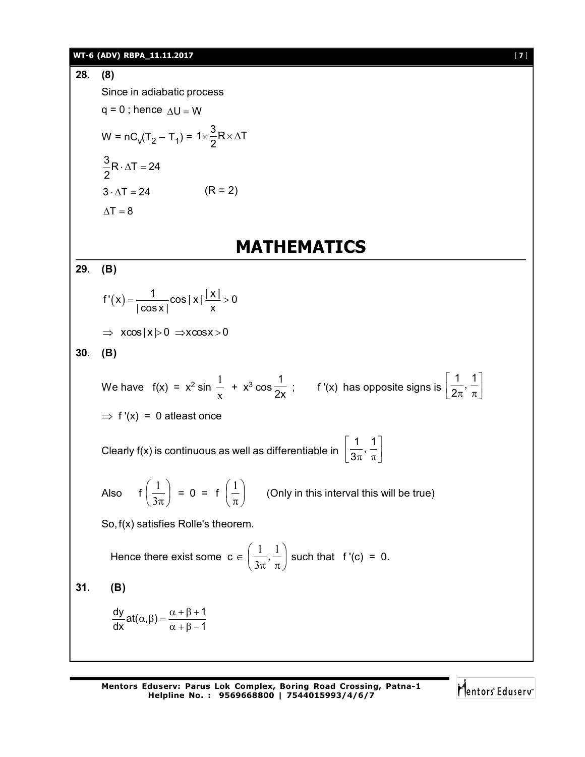**28. (8)**

Since in adiabatic process

q = 0 ; hence $\Delta U = W$

$W = nC_v(T_2 - T_1) = 1 \times \frac{3}{2} R \times \Delta T$

$\frac{3}{2} R \cdot \Delta T = 24$

$3 \cdot \Delta T = 24$ (R = 2)

$\Delta T = 8$

# MATHEMATICS

**29. (B)**

$$f'(x) = \frac{1}{|\cos x|} \cos|x| \frac{|x|}{x} > 0$$

$\Rightarrow x\cos|x| > 0 \Rightarrow x\cos x > 0$

**30. (B)**

We have $f(x) = x^2 \sin\frac{1}{x} + x^3 \cos\frac{1}{2x}$ ; f '(x) has opposite signs is $\left[\frac{1}{2\pi}, \frac{1}{\pi}\right]$

$\Rightarrow$ f '(x) = 0 atleast once

Clearly f(x) is continuous as well as differentiable in $\left[\frac{1}{3\pi}, \frac{1}{\pi}\right]$

Also $f\left(\frac{1}{3\pi}\right) = 0 = f\left(\frac{1}{\pi}\right)$ (Only in this interval this will be true)

So, f(x) satisfies Rolle's theorem.

Hence there exist some $c \in \left(\frac{1}{3\pi}, \frac{1}{\pi}\right)$ such that f '(c) = 0.

**31. (B)**

$$\frac{dy}{dx} \text{at}(\alpha, \beta) = \frac{\alpha + \beta + 1}{\alpha + \beta - 1}$$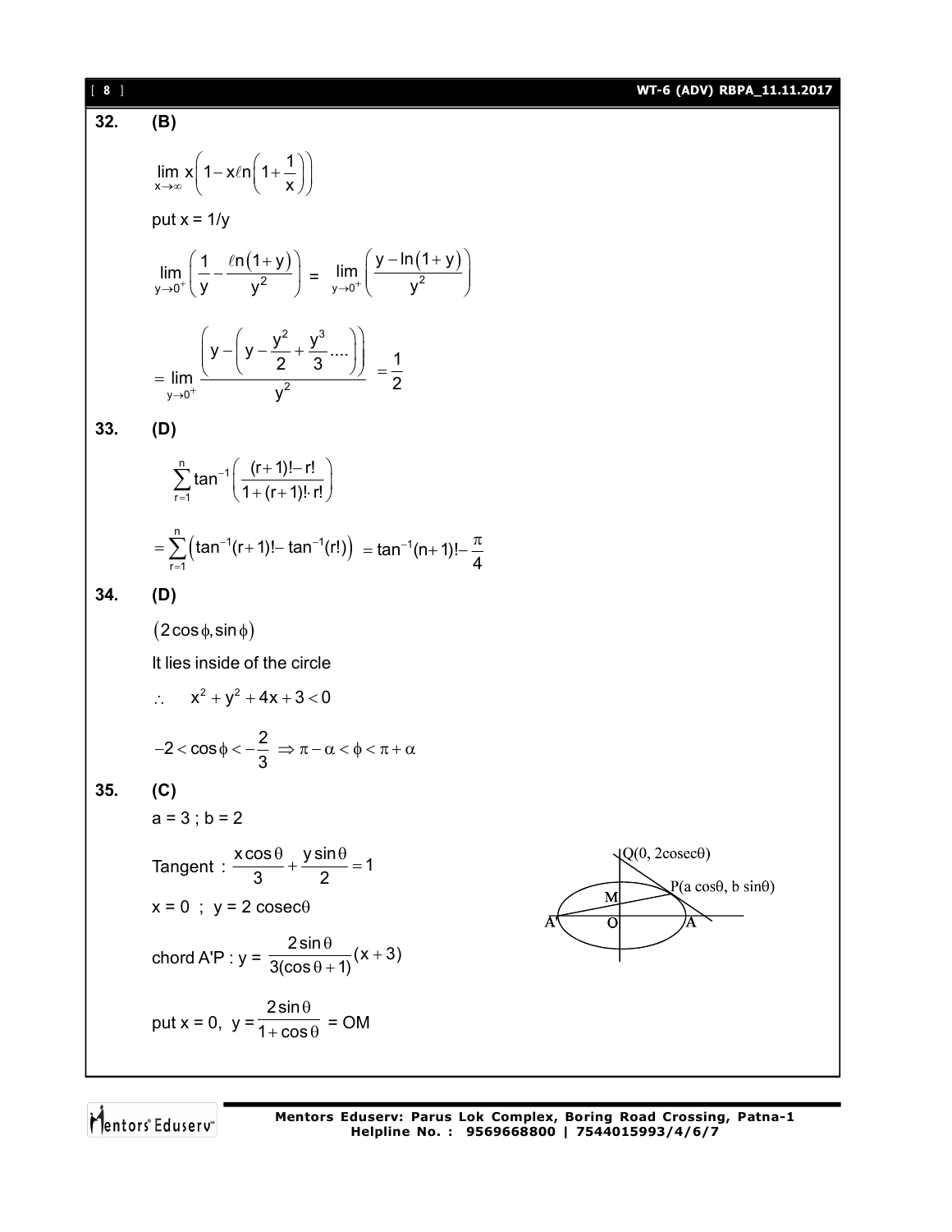**32. (B)**

$$\lim_{x\to\infty} x\left(1 - x\ell n\left(1+\frac{1}{x}\right)\right)$$

put x = 1/y

$$\lim_{y\to 0^+}\left(\frac{1}{y} - \frac{\ell n(1+y)}{y^2}\right) = \lim_{y\to 0^+}\left(\frac{y - \ln(1+y)}{y^2}\right)$$

$$= \lim_{y\to 0^+}\frac{\left(y - \left(y - \frac{y^2}{2} + \frac{y^3}{3}....\right)\right)}{y^2} = \frac{1}{2}$$

**33. (D)**

$$\sum_{r=1}^{n}\tan^{-1}\left(\frac{(r+1)!-r!}{1+(r+1)!\cdot r!}\right)$$

$$= \sum_{r=1}^{n}\left(\tan^{-1}(r+1)! - \tan^{-1}(r!)\right) = \tan^{-1}(n+1)! - \frac{\pi}{4}$$

**34. (D)**

$(2\cos\phi, \sin\phi)$

It lies inside of the circle

$\therefore \quad x^2 + y^2 + 4x + 3 < 0$

$$-2 < \cos\phi < -\frac{2}{3} \Rightarrow \pi - \alpha < \phi < \pi + \alpha$$

**35. (C)**

a = 3 ; b = 2

Tangent : $\frac{x\cos\theta}{3} + \frac{y\sin\theta}{2} = 1$

x = 0 ; y = 2 cosec$\theta$

chord A'P : y = $\frac{2\sin\theta}{3(\cos\theta+1)}(x+3)$

put x = 0, y = $\frac{2\sin\theta}{1+\cos\theta}$ = OM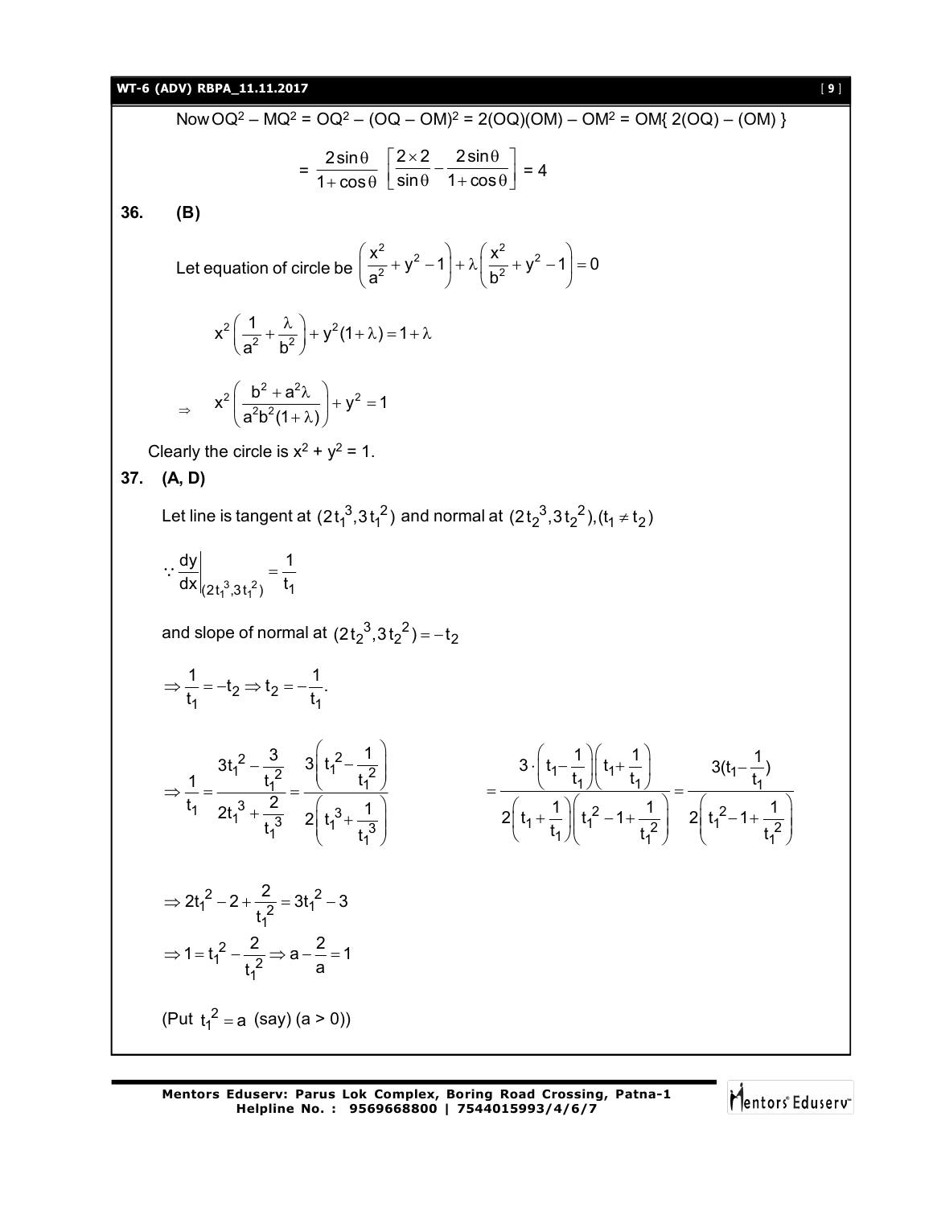Now $OQ^2 - MQ^2 = OQ^2 - (OQ - OM)^2 = 2(OQ)(OM) - OM^2 = OM\{ 2(OQ) - (OM) \}$

$$= \frac{2\sin\theta}{1+\cos\theta}\left[\frac{2\times 2}{\sin\theta} - \frac{2\sin\theta}{1+\cos\theta}\right] = 4$$

**36. (B)**

Let equation of circle be $\left(\frac{x^2}{a^2} + y^2 - 1\right) + \lambda\left(\frac{x^2}{b^2} + y^2 - 1\right) = 0$

$$x^2\left(\frac{1}{a^2} + \frac{\lambda}{b^2}\right) + y^2(1+\lambda) = 1+\lambda$$

$$\Rightarrow \quad x^2\left(\frac{b^2 + a^2\lambda}{a^2b^2(1+\lambda)}\right) + y^2 = 1$$

Clearly the circle is $x^2 + y^2 = 1$.

**37. (A, D)**

Let line is tangent at $(2t_1^3, 3t_1^2)$ and normal at $(2t_2^3, 3t_2^2), (t_1 \neq t_2)$

$$\because \left.\frac{dy}{dx}\right|_{(2t_1^3, 3t_1^2)} = \frac{1}{t_1}$$

and slope of normal at $(2t_2^3, 3t_2^2) = -t_2$

$$\Rightarrow \frac{1}{t_1} = -t_2 \Rightarrow t_2 = -\frac{1}{t_1}.$$

$$\Rightarrow \frac{1}{t_1} = \frac{3t_1^2 - \frac{3}{t_1^2}}{2t_1^3 + \frac{2}{t_1^3}} = \frac{3\left(t_1^2 - \frac{1}{t_1^2}\right)}{2\left(t_1^3 + \frac{1}{t_1^3}\right)} = \frac{3\cdot\left(t_1 - \frac{1}{t_1}\right)\left(t_1 + \frac{1}{t_1}\right)}{2\left(t_1 + \frac{1}{t_1}\right)\left(t_1^2 - 1 + \frac{1}{t_1^2}\right)} = \frac{3(t_1 - \frac{1}{t_1})}{2\left(t_1^2 - 1 + \frac{1}{t_1^2}\right)}$$

$$\Rightarrow 2t_1^2 - 2 + \frac{2}{t_1^2} = 3t_1^2 - 3$$

$$\Rightarrow 1 = t_1^2 - \frac{2}{t_1^2} \Rightarrow a - \frac{2}{a} = 1$$

(Put $t_1^2 = a$ (say) $(a > 0)$)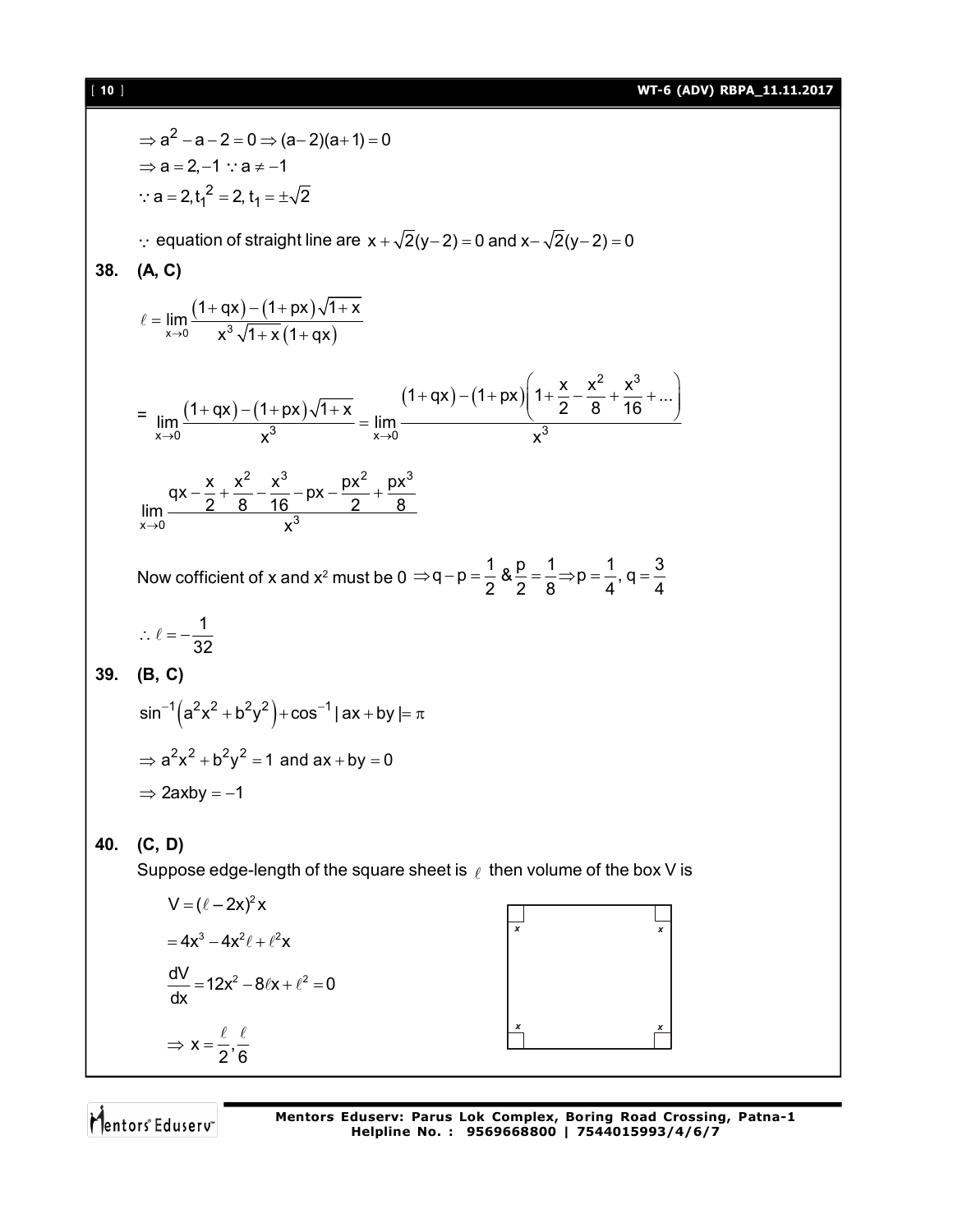$$\Rightarrow a^2 - a - 2 = 0 \Rightarrow (a-2)(a+1) = 0$$

$$\Rightarrow a = 2, -1 \because a \neq -1$$

$$\because a = 2, t_1^2 = 2, t_1 = \pm\sqrt{2}$$

$\because$ equation of straight line are $x + \sqrt{2}(y-2) = 0$ and $x - \sqrt{2}(y-2) = 0$

**38. (A, C)**

$$\ell = \lim_{x \to 0} \frac{(1+qx) - (1+px)\sqrt{1+x}}{x^3\sqrt{1+x}(1+qx)}$$

$$= \lim_{x \to 0} \frac{(1+qx) - (1+px)\sqrt{1+x}}{x^3} = \lim_{x \to 0} \frac{(1+qx) - (1+px)\left(1 + \frac{x}{2} - \frac{x^2}{8} + \frac{x^3}{16} + ...\right)}{x^3}$$

$$\lim_{x \to 0} \frac{qx - \frac{x}{2} + \frac{x^2}{8} - \frac{x^3}{16} - px - \frac{px^2}{2} + \frac{px^3}{8}}{x^3}$$

Now cofficient of x and $x^2$ must be 0 $\Rightarrow q - p = \frac{1}{2}$ & $\frac{p}{2} = \frac{1}{8} \Rightarrow p = \frac{1}{4}, q = \frac{3}{4}$

$$\therefore \ell = -\frac{1}{32}$$

**39. (B, C)**

$$\sin^{-1}\left(a^2x^2 + b^2y^2\right) + \cos^{-1}|ax + by| = \pi$$

$$\Rightarrow a^2x^2 + b^2y^2 = 1 \text{ and } ax + by = 0$$

$$\Rightarrow 2axby = -1$$

**40. (C, D)**

Suppose edge-length of the square sheet is $\ell$ then volume of the box V is

$$V = (\ell - 2x)^2 x$$

$$= 4x^3 - 4x^2\ell + \ell^2 x$$

$$\frac{dV}{dx} = 12x^2 - 8\ell x + \ell^2 = 0$$

$$\Rightarrow x = \frac{\ell}{2}, \frac{\ell}{6}$$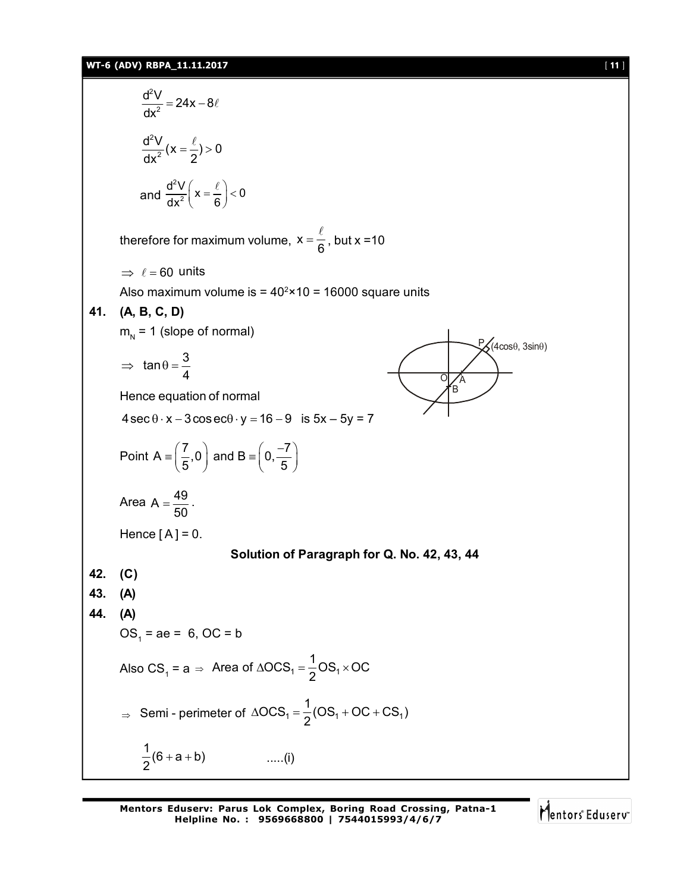$$\frac{d^2V}{dx^2} = 24x - 8\ell$$

$$\frac{d^2V}{dx^2}(x = \frac{\ell}{2}) > 0$$

and $\frac{d^2V}{dx^2}\left(x = \frac{\ell}{6}\right) < 0$

therefore for maximum volume, $x = \frac{\ell}{6}$, but x =10

$\Rightarrow \ \ell = 60$ units

Also maximum volume is = $40^2 \times 10$ = 16000 square units

**41. (A, B, C, D)**

$m_N$ = 1 (slope of normal)

$\Rightarrow \ \tan\theta = \frac{3}{4}$

Hence equation of normal

$4\sec\theta \cdot x - 3\operatorname{cosec}\theta \cdot y = 16 - 9$ is $5x - 5y = 7$

Point $A \equiv \left(\frac{7}{5}, 0\right)$ and $B \equiv \left(0, \frac{-7}{5}\right)$

Area $A = \frac{49}{50}$.

Hence [ A ] = 0.

**Solution of Paragraph for Q. No. 42, 43, 44**

**42. (C)**

**43. (A)**

**44. (A)**

$OS_1 = ae = 6$, OC = b

Also $CS_1 = a \Rightarrow$ Area of $\Delta OCS_1 = \frac{1}{2} OS_1 \times OC$

$\Rightarrow$ Semi - perimeter of $\Delta OCS_1 = \frac{1}{2}(OS_1 + OC + CS_1)$

$$\frac{1}{2}(6 + a + b) \qquad .....(i)$$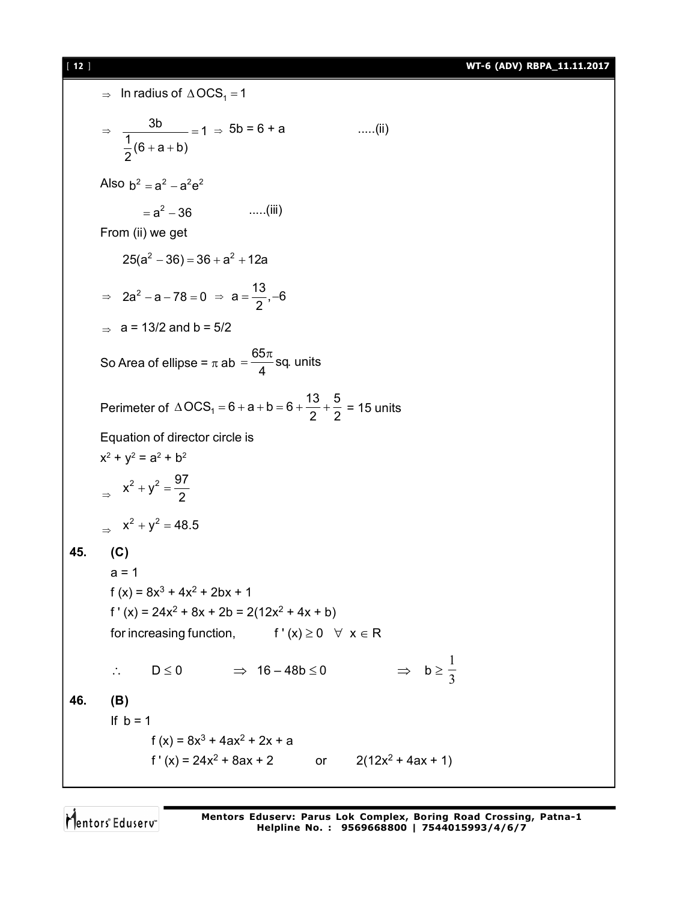$\Rightarrow$ In radius of $\Delta OCS_1 = 1$

$\Rightarrow \dfrac{3b}{\frac{1}{2}(6+a+b)} = 1 \Rightarrow 5b = 6 + a$ .....(ii)

Also $b^2 = a^2 - a^2e^2$

$= a^2 - 36$ .....(iii)

From (ii) we get

$25(a^2 - 36) = 36 + a^2 + 12a$

$\Rightarrow 2a^2 - a - 78 = 0 \Rightarrow a = \dfrac{13}{2}, -6$

$\Rightarrow$ a = 13/2 and b = 5/2

So Area of ellipse = $\pi$ ab $= \dfrac{65\pi}{4}$ sq. units

Perimeter of $\Delta OCS_1 = 6 + a + b = 6 + \dfrac{13}{2} + \dfrac{5}{2}$ = 15 units

Equation of director circle is

$x^2 + y^2 = a^2 + b^2$

$\Rightarrow x^2 + y^2 = \dfrac{97}{2}$

$\Rightarrow x^2 + y^2 = 48.5$

**45. (C)**

a = 1

$f(x) = 8x^3 + 4x^2 + 2bx + 1$

$f'(x) = 24x^2 + 8x + 2b = 2(12x^2 + 4x + b)$

for increasing function, $f'(x) \geq 0 \quad \forall \ x \in R$

$\therefore \quad D \leq 0 \quad \Rightarrow 16 - 48b \leq 0 \quad \Rightarrow b \geq \dfrac{1}{3}$

**46. (B)**

If b = 1

$f(x) = 8x^3 + 4ax^2 + 2x + a$

$f'(x) = 24x^2 + 8ax + 2$ or $2(12x^2 + 4ax + 1)$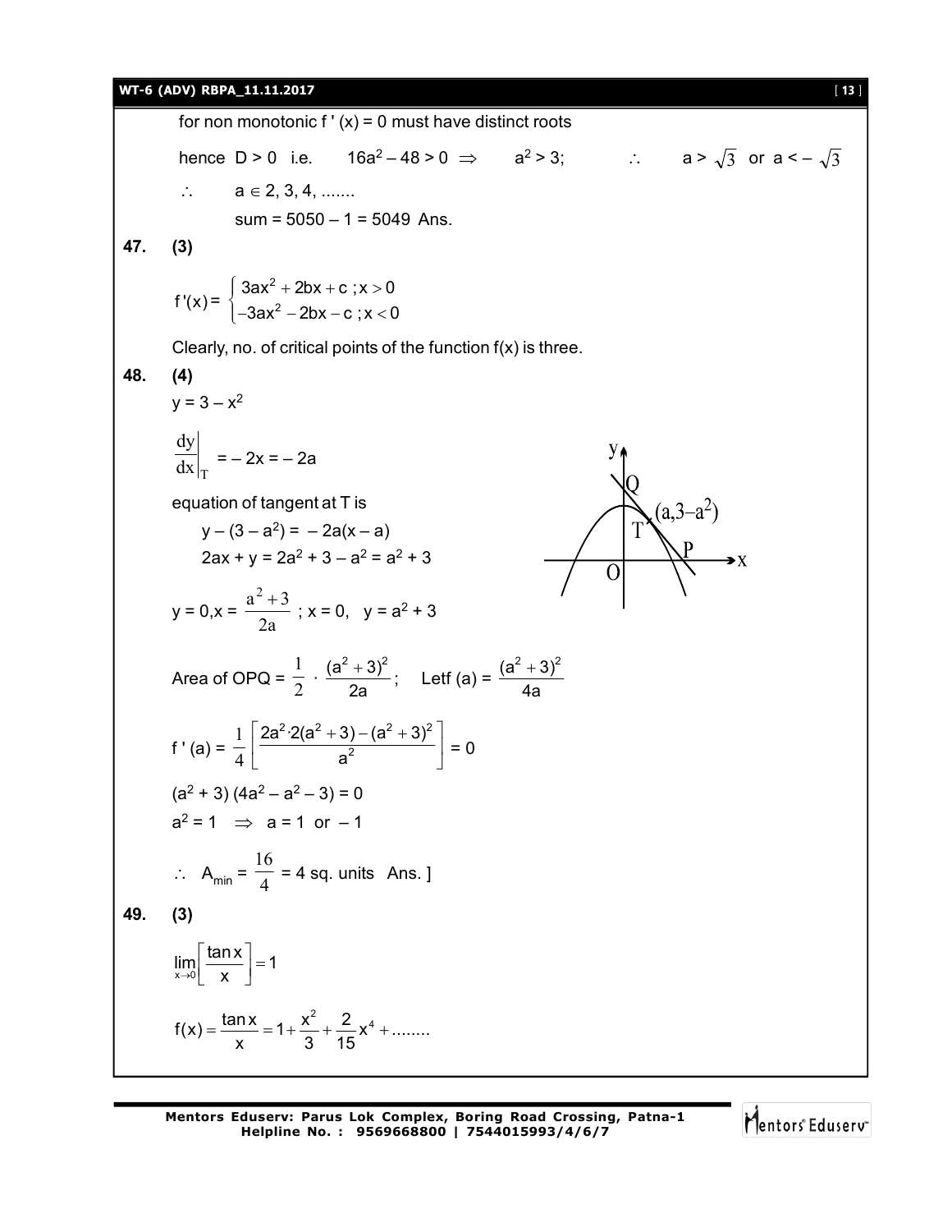for non monotonic f ' (x) = 0 must have distinct roots

hence D > 0 i.e. $16a^2 - 48 > 0 \Rightarrow a^2 > 3$; $\therefore$ $a > \sqrt{3}$ or $a < -\sqrt{3}$

$\therefore$ $a \in 2, 3, 4, .......$

sum = 5050 – 1 = 5049 Ans.

**47. (3)**

$$f'(x) = \begin{cases} 3ax^2 + 2bx + c \; ; x > 0 \\ -3ax^2 - 2bx - c \; ; x < 0 \end{cases}$$

Clearly, no. of critical points of the function f(x) is three.

**48. (4)**

$y = 3 - x^2$

$$\left.\frac{dy}{dx}\right|_T = -2x = -2a$$

equation of tangent at T is

$y - (3 - a^2) = -2a(x - a)$

$2ax + y = 2a^2 + 3 - a^2 = a^2 + 3$

$y = 0, x = \dfrac{a^2+3}{2a}$ ; $x = 0, \; y = a^2 + 3$

Area of OPQ = $\dfrac{1}{2} \cdot \dfrac{(a^2+3)^2}{2a}$; Letf (a) = $\dfrac{(a^2+3)^2}{4a}$

$$f'(a) = \frac{1}{4}\left[\frac{2a^2 \cdot 2(a^2+3) - (a^2+3)^2}{a^2}\right] = 0$$

$(a^2 + 3)(4a^2 - a^2 - 3) = 0$

$a^2 = 1 \Rightarrow a = 1$ or $-1$

$\therefore$ $A_{min} = \dfrac{16}{4} = 4$ sq. units Ans. ]

**49. (3)**

$$\lim_{x \to 0}\left[\frac{\tan x}{x}\right] = 1$$

$$f(x) = \frac{\tan x}{x} = 1 + \frac{x^2}{3} + \frac{2}{15}x^4 + ........$$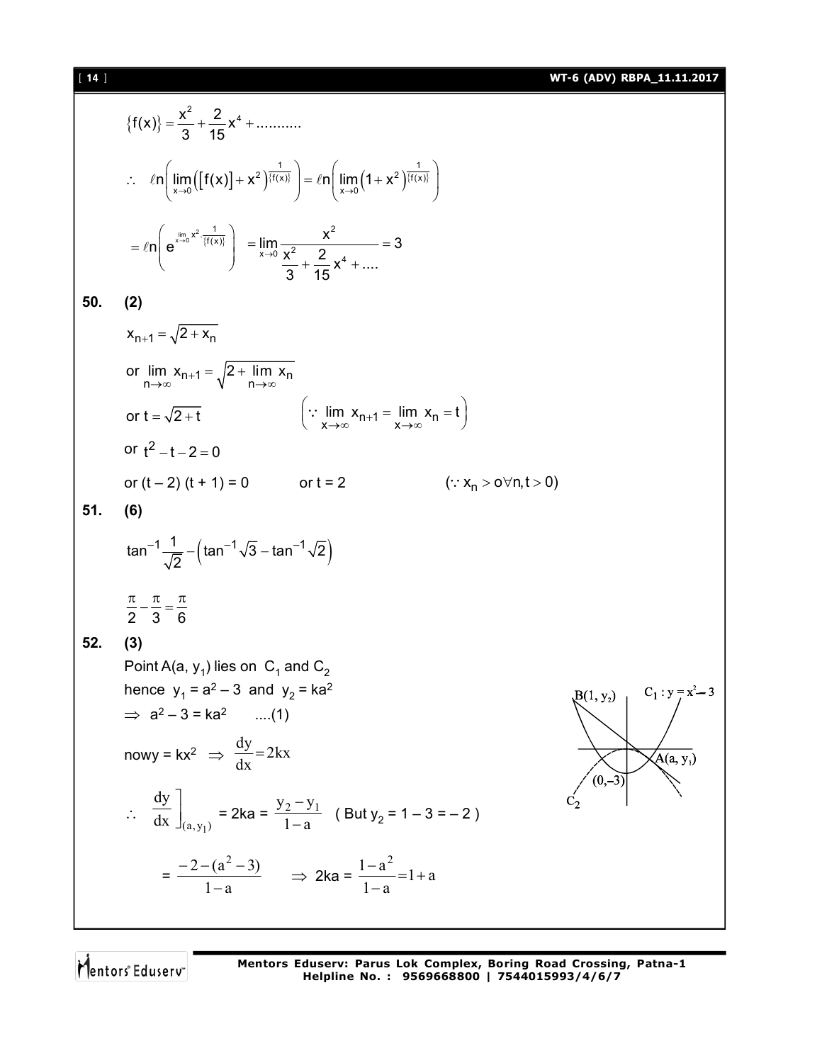$$\{f(x)\} = \frac{x^2}{3} + \frac{2}{15}x^4 + ..........$$

$$\therefore \quad \ell n\left(\lim_{x\to 0}\left(\left[f(x)\right] + x^2\right)^{\frac{1}{\{f(x)\}}}\right) = \ell n\left(\lim_{x\to 0}\left(1 + x^2\right)^{\frac{1}{\{f(x)\}}}\right)$$

$$= \ell n\left(e^{\lim_{x\to 0} x^2 \cdot \frac{1}{\{f(x)\}}}\right) = \lim_{x\to 0}\frac{x^2}{\frac{x^2}{3} + \frac{2}{15}x^4 + ....} = 3$$

**50. (2)**

$x_{n+1} = \sqrt{2 + x_n}$

or $\lim\limits_{n\to\infty} x_{n+1} = \sqrt{2 + \lim\limits_{n\to\infty} x_n}$

or $t = \sqrt{2+t}$ $\qquad \left(\because \lim\limits_{x\to\infty} x_{n+1} = \lim\limits_{x\to\infty} x_n = t\right)$

or $t^2 - t - 2 = 0$

or $(t - 2)(t + 1) = 0$ $\qquad$ or $t = 2$ $\qquad (\because x_n > o \forall n, t > 0)$

**51. (6)**

$$\tan^{-1}\frac{1}{\sqrt{2}} - \left(\tan^{-1}\sqrt{3} - \tan^{-1}\sqrt{2}\right)$$

$$\frac{\pi}{2} - \frac{\pi}{3} = \frac{\pi}{6}$$

**52. (3)**

Point $A(a, y_1)$ lies on $C_1$ and $C_2$

hence $y_1 = a^2 - 3$ and $y_2 = ka^2$

$\Rightarrow a^2 - 3 = ka^2 \quad ....(1)$

now $y = kx^2 \Rightarrow \frac{dy}{dx} = 2kx$

$\therefore \left.\frac{dy}{dx}\right]_{(a, y_1)} = 2ka = \frac{y_2 - y_1}{1-a}$ (But $y_2 = 1 - 3 = -2$ )

$= \frac{-2-(a^2-3)}{1-a} \quad \Rightarrow 2ka = \frac{1-a^2}{1-a} = 1 + a$

B$(1, y_2)$ $\quad C_1 : y = x^2 - 3$ $\quad$ A$(a, y_1)$ $\quad (0,-3)$ $\quad C_2$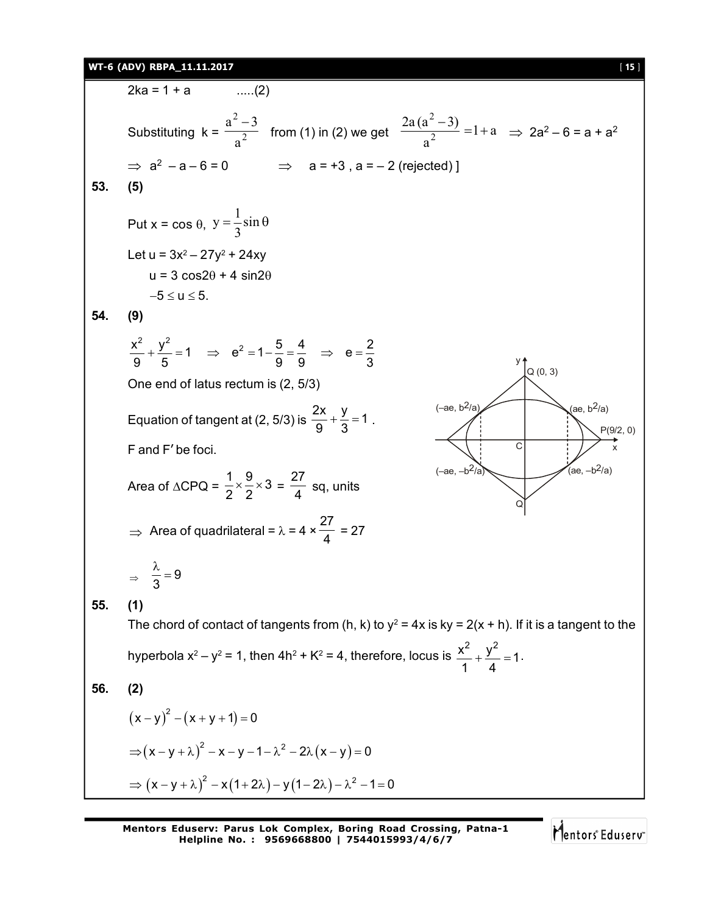$2ka = 1 + a$ .....(2)

Substituting $k = \frac{a^2 - 3}{a^2}$ from (1) in (2) we get $\frac{2a(a^2-3)}{a^2} = 1 + a \Rightarrow 2a^2 - 6 = a + a^2$

$\Rightarrow a^2 - a - 6 = 0 \quad \Rightarrow \quad a = +3 , a = -2$ (rejected) ]

**53. (5)**

Put $x = \cos\theta$, $y = \frac{1}{3}\sin\theta$

Let $u = 3x^2 - 27y^2 + 24xy$

$u = 3\cos 2\theta + 4\sin 2\theta$

$-5 \le u \le 5$.

**54. (9)**

$\frac{x^2}{9} + \frac{y^2}{5} = 1 \quad \Rightarrow \quad e^2 = 1 - \frac{5}{9} = \frac{4}{9} \quad \Rightarrow \quad e = \frac{2}{3}$

One end of latus rectum is (2, 5/3)

Equation of tangent at (2, 5/3) is $\frac{2x}{9} + \frac{y}{3} = 1$ .

F and F′ be foci.

Area of $\Delta CPQ = \frac{1}{2} \times \frac{9}{2} \times 3 = \frac{27}{4}$ sq, units

$\Rightarrow$ Area of quadrilateral $= \lambda = 4 \times \frac{27}{4} = 27$

$\Rightarrow \quad \frac{\lambda}{3} = 9$

**55. (1)**

The chord of contact of tangents from (h, k) to $y^2 = 4x$ is $ky = 2(x + h)$. If it is a tangent to the hyperbola $x^2 - y^2 = 1$, then $4h^2 + K^2 = 4$, therefore, locus is $\frac{x^2}{1} + \frac{y^2}{4} = 1$.

**56. (2)**

$(x - y)^2 - (x + y + 1) = 0$

$\Rightarrow (x - y + \lambda)^2 - x - y - 1 - \lambda^2 - 2\lambda(x - y) = 0$

$\Rightarrow (x - y + \lambda)^2 - x(1 + 2\lambda) - y(1 - 2\lambda) - \lambda^2 - 1 = 0$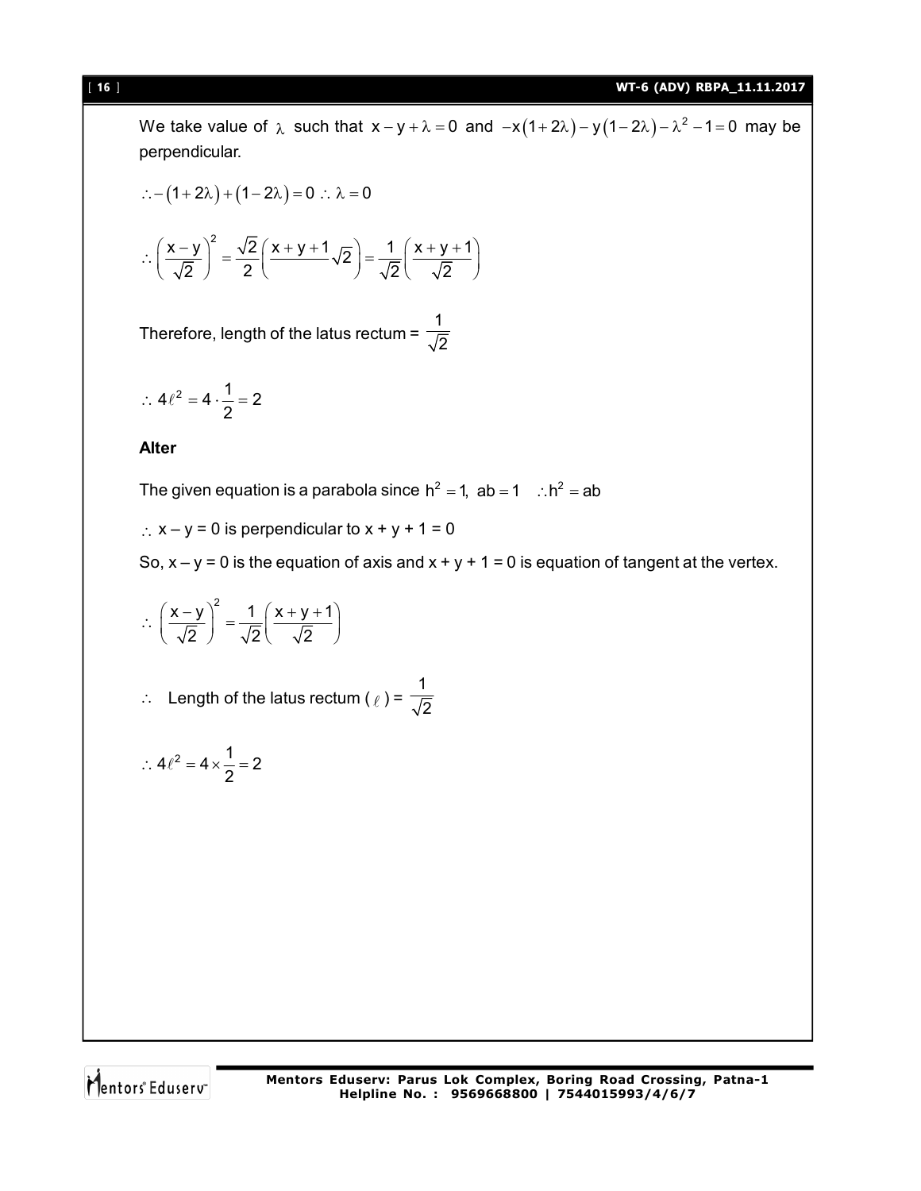We take value of $\lambda$ such that $x - y + \lambda = 0$ and $-x(1+2\lambda) - y(1-2\lambda) - \lambda^2 - 1 = 0$ may be perpendicular.

$\therefore -(1+2\lambda) + (1-2\lambda) = 0 \therefore \lambda = 0$

$$\therefore \left(\frac{x-y}{\sqrt{2}}\right)^2 = \frac{\sqrt{2}}{2}\left(\frac{x+y+1}{}\sqrt{2}\right) = \frac{1}{\sqrt{2}}\left(\frac{x+y+1}{\sqrt{2}}\right)$$

Therefore, length of the latus rectum = $\frac{1}{\sqrt{2}}$

$$\therefore 4\ell^2 = 4 \cdot \frac{1}{2} = 2$$

**Alter**

The given equation is a parabola since $h^2 = 1,\ ab = 1 \quad \therefore h^2 = ab$

$\therefore$ x – y = 0 is perpendicular to x + y + 1 = 0

So, x – y = 0 is the equation of axis and x + y + 1 = 0 is equation of tangent at the vertex.

$$\therefore \left(\frac{x-y}{\sqrt{2}}\right)^2 = \frac{1}{\sqrt{2}}\left(\frac{x+y+1}{\sqrt{2}}\right)$$

$\therefore$ Length of the latus rectum ($\ell$) = $\frac{1}{\sqrt{2}}$

$$\therefore 4\ell^2 = 4 \times \frac{1}{2} = 2$$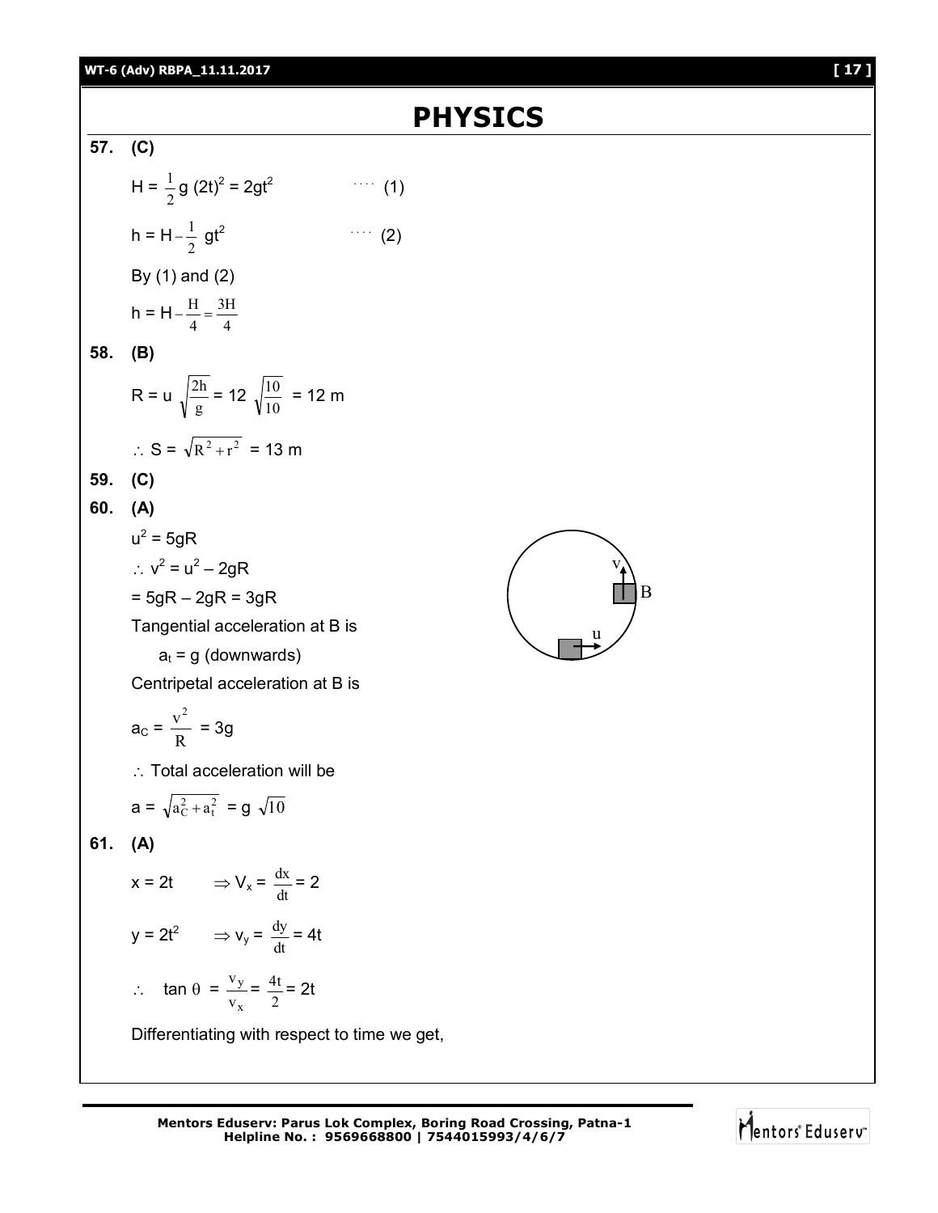# PHYSICS

**57. (C)**

$H = \frac{1}{2} g (2t)^2 = 2gt^2$ .... (1)

$h = H - \frac{1}{2} gt^2$ .... (2)

By (1) and (2)

$h = H - \frac{H}{4} = \frac{3H}{4}$

**58. (B)**

$R = u \sqrt{\frac{2h}{g}} = 12 \sqrt{\frac{10}{10}} = 12$ m

$\therefore S = \sqrt{R^2 + r^2} = 13$ m

**59. (C)**

**60. (A)**

$u^2 = 5gR$

$\therefore v^2 = u^2 - 2gR$

$= 5gR - 2gR = 3gR$

Tangential acceleration at B is

$a_t = g$ (downwards)

Centripetal acceleration at B is

$a_C = \frac{v^2}{R} = 3g$

$\therefore$ Total acceleration will be

$a = \sqrt{a_C^2 + a_t^2} = g\sqrt{10}$

**61. (A)**

$x = 2t \quad \Rightarrow V_x = \frac{dx}{dt} = 2$

$y = 2t^2 \quad \Rightarrow v_y = \frac{dy}{dt} = 4t$

$\therefore \quad \tan\theta = \frac{v_y}{v_x} = \frac{4t}{2} = 2t$

Differentiating with respect to time we get,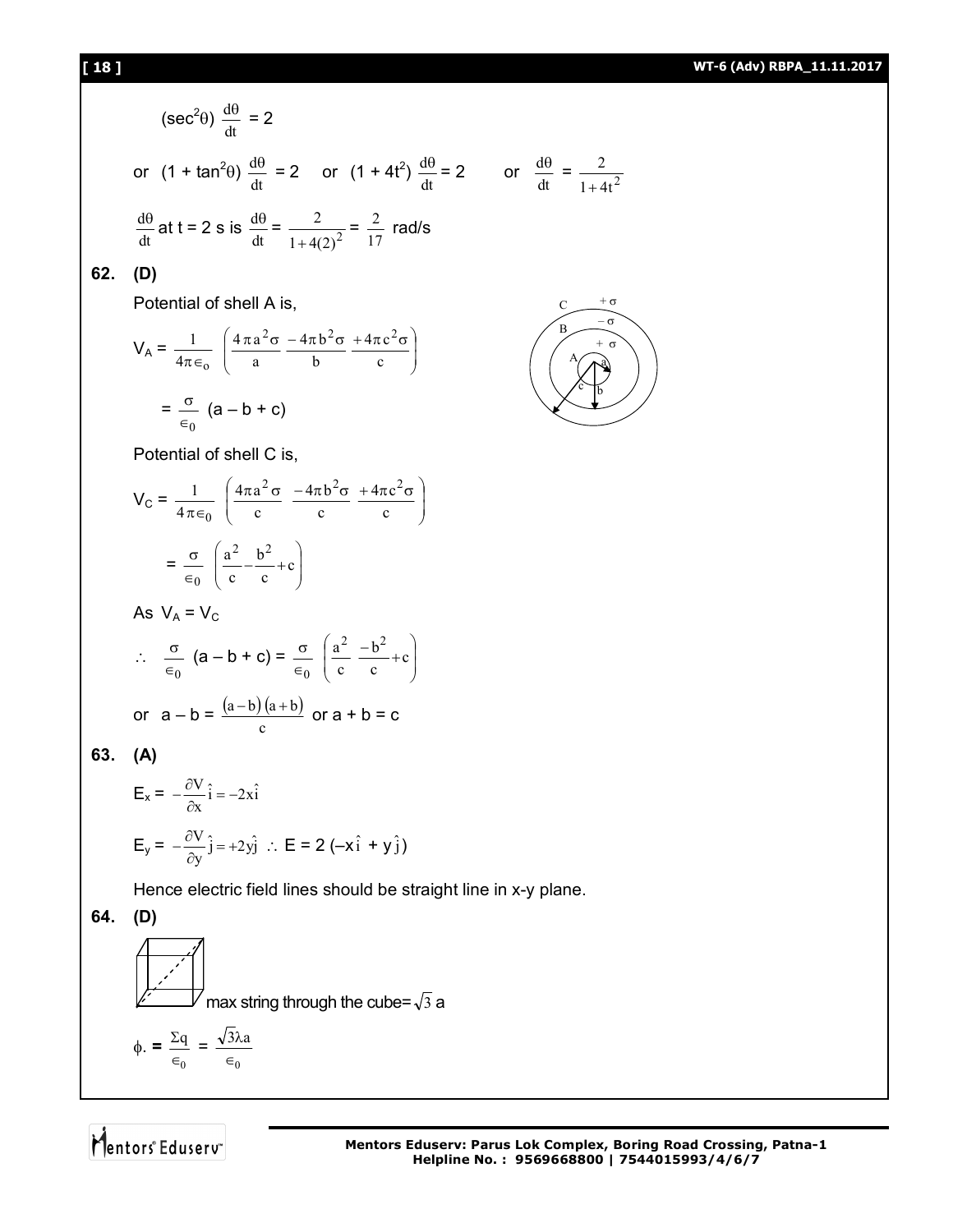$$(\sec^2\theta)\ \frac{d\theta}{dt} = 2$$

or $(1 + \tan^2\theta)\ \frac{d\theta}{dt} = 2$ or $(1 + 4t^2)\ \frac{d\theta}{dt} = 2$ or $\frac{d\theta}{dt} = \frac{2}{1+4t^2}$

$\frac{d\theta}{dt}$ at t = 2 s is $\frac{d\theta}{dt} = \frac{2}{1+4(2)^2} = \frac{2}{17}$ rad/s

**62. (D)**

Potential of shell A is,

$$V_A = \frac{1}{4\pi\epsilon_o}\left(\frac{4\pi a^2\sigma}{a} \frac{-4\pi b^2\sigma}{b} \frac{+4\pi c^2\sigma}{c}\right)$$

$$= \frac{\sigma}{\epsilon_0}\ (a - b + c)$$

Potential of shell C is,

$$V_C = \frac{1}{4\pi\epsilon_0}\left(\frac{4\pi a^2\sigma}{c} \frac{-4\pi b^2\sigma}{c} \frac{+4\pi c^2\sigma}{c}\right)$$

$$= \frac{\sigma}{\epsilon_0}\left(\frac{a^2}{c} - \frac{b^2}{c} + c\right)$$

As $V_A = V_C$

$$\therefore\ \frac{\sigma}{\epsilon_0}\ (a - b + c) = \frac{\sigma}{\epsilon_0}\left(\frac{a^2}{c}\ \frac{-b^2}{c} + c\right)$$

or $a - b = \frac{(a-b)(a+b)}{c}$ or $a + b = c$

**63. (A)**

$$E_x = -\frac{\partial V}{\partial x}\hat{i} = -2x\hat{i}$$

$$E_y = -\frac{\partial V}{\partial y}\hat{j} = +2y\hat{j}\ \therefore\ E = 2\,(-x\hat{i} + y\hat{j})$$

Hence electric field lines should be straight line in x-y plane.

**64. (D)**

max string through the cube= $\sqrt{3}$ a

$$\phi. = \frac{\Sigma q}{\epsilon_0} = \frac{\sqrt{3}\lambda a}{\epsilon_0}$$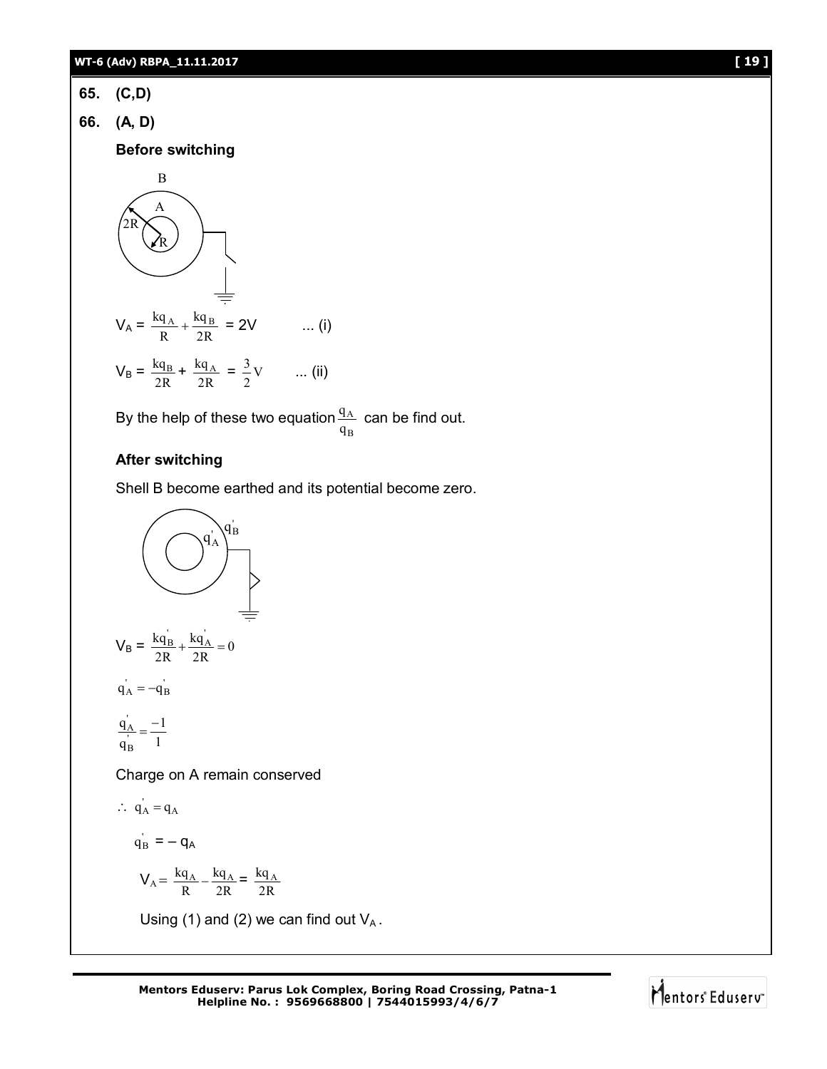**65.** **(C,D)**

**66.** **(A, D)**

**Before switching**

$$V_A = \frac{kq_A}{R} + \frac{kq_B}{2R} = 2V \quad \text{... (i)}$$

$$V_B = \frac{kq_B}{2R} + \frac{kq_A}{2R} = \frac{3}{2}V \quad \text{... (ii)}$$

By the help of these two equation $\frac{q_A}{q_B}$ can be find out.

**After switching**

Shell B become earthed and its potential become zero.

$$V_B = \frac{kq_B'}{2R} + \frac{kq_A'}{2R} = 0$$

$$q_A' = -q_B'$$

$$\frac{q_A'}{q_B'} = \frac{-1}{1}$$

Charge on A remain conserved

$$\therefore \; q_A' = q_A$$

$$q_B' = -q_A$$

$$V_A = \frac{kq_A}{R} - \frac{kq_A}{2R} = \frac{kq_A}{2R}$$

Using (1) and (2) we can find out $V_A$.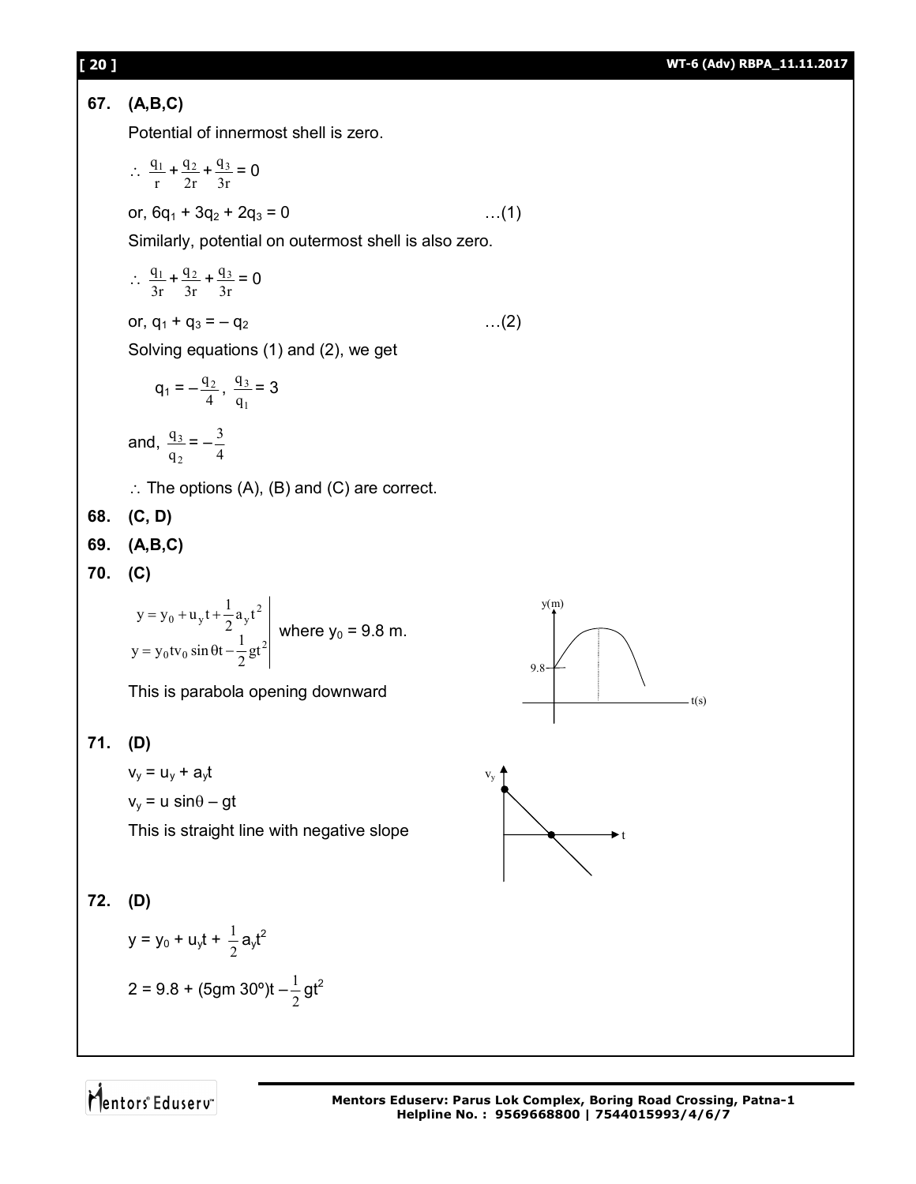**67. (A,B,C)**

Potential of innermost shell is zero.

$\therefore \frac{q_1}{r} + \frac{q_2}{2r} + \frac{q_3}{3r} = 0$

or, $6q_1 + 3q_2 + 2q_3 = 0$ …(1)

Similarly, potential on outermost shell is also zero.

$\therefore \frac{q_1}{3r} + \frac{q_2}{3r} + \frac{q_3}{3r} = 0$

or, $q_1 + q_3 = -q_2$ …(2)

Solving equations (1) and (2), we get

$q_1 = -\frac{q_2}{4}, \ \frac{q_3}{q_1} = 3$

and, $\frac{q_3}{q_2} = -\frac{3}{4}$

$\therefore$ The options (A), (B) and (C) are correct.

**68. (C, D)**

**69. (A,B,C)**

**70. (C)**

$$\left. \begin{aligned} y &= y_0 + u_y t + \frac{1}{2} a_y t^2 \\ y &= y_0 t v_0 \sin\theta t - \frac{1}{2} g t^2 \end{aligned} \right| \text{ where } y_0 = 9.8 \text{ m.}$$

This is parabola opening downward

**71. (D)**

$v_y = u_y + a_y t$

$v_y = u \sin\theta - gt$

This is straight line with negative slope

**72. (D)**

$y = y_0 + u_y t + \frac{1}{2} a_y t^2$

$2 = 9.8 + (5\text{gm } 30°)t - \frac{1}{2} g t^2$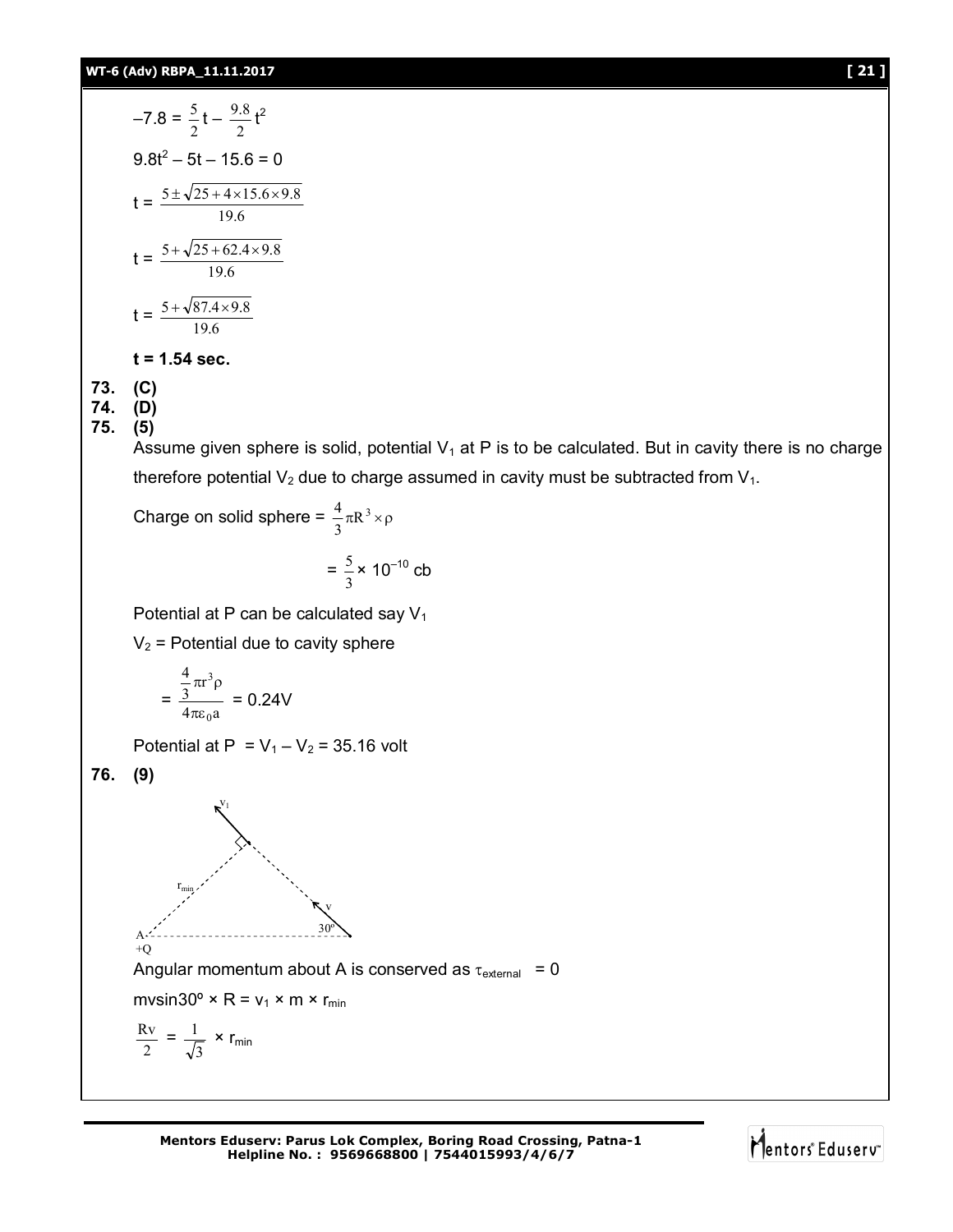$$-7.8 = \frac{5}{2}t - \frac{9.8}{2}t^2$$

$$9.8t^2 - 5t - 15.6 = 0$$

$$t = \frac{5 \pm \sqrt{25 + 4 \times 15.6 \times 9.8}}{19.6}$$

$$t = \frac{5 + \sqrt{25 + 62.4 \times 9.8}}{19.6}$$

$$t = \frac{5 + \sqrt{87.4 \times 9.8}}{19.6}$$

**t = 1.54 sec.**

**73. (C)**

**74. (D)**

**75. (5)**

Assume given sphere is solid, potential $V_1$ at P is to be calculated. But in cavity there is no charge therefore potential $V_2$ due to charge assumed in cavity must be subtracted from $V_1$.

Charge on solid sphere = $\frac{4}{3}\pi R^3 \times \rho$

$$= \frac{5}{3} \times 10^{-10} \text{ cb}$$

Potential at P can be calculated say $V_1$

$V_2$ = Potential due to cavity sphere

$$= \frac{\frac{4}{3}\pi r^3 \rho}{4\pi\varepsilon_0 a} = 0.24\text{V}$$

Potential at P $= V_1 - V_2 = 35.16$ volt

**76. (9)**

Angular momentum about A is conserved as $\tau_{external} = 0$

$mv\sin 30^\circ \times R = v_1 \times m \times r_{min}$

$$\frac{Rv}{2} = \frac{1}{\sqrt{3}} \times r_{min}$$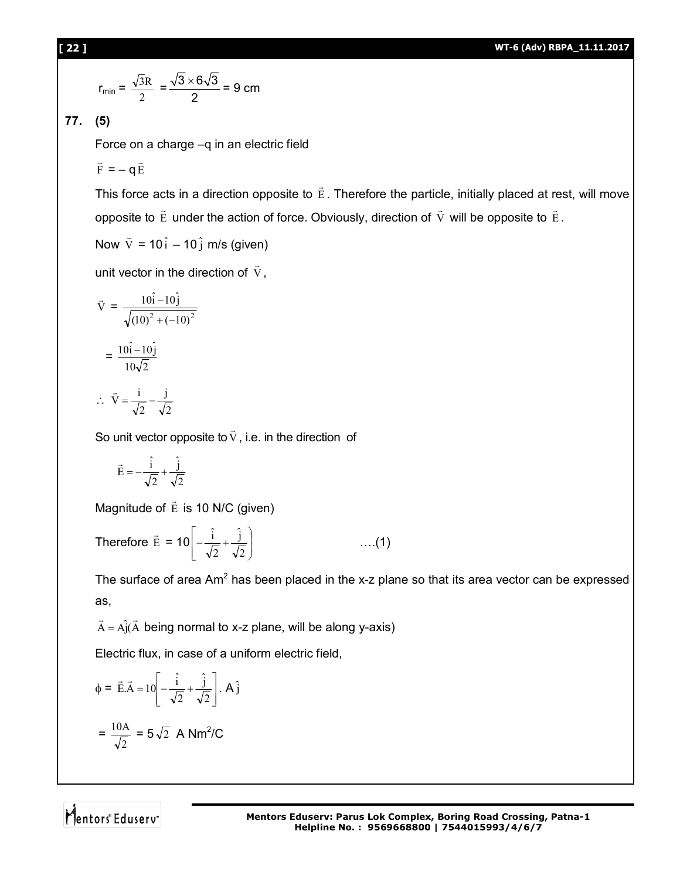$$r_{min} = \frac{\sqrt{3}R}{2} = \frac{\sqrt{3} \times 6\sqrt{3}}{2} = 9 \text{ cm}$$

**77. (5)**

Force on a charge –q in an electric field

$\vec{F} = -q\vec{E}$

This force acts in a direction opposite to $\vec{E}$. Therefore the particle, initially placed at rest, will move opposite to $\vec{E}$ under the action of force. Obviously, direction of $\vec{V}$ will be opposite to $\vec{E}$.

Now $\vec{V} = 10\hat{i} - 10\hat{j}$ m/s (given)

unit vector in the direction of $\vec{V}$,

$$\vec{V} = \frac{10\hat{i} - 10\hat{j}}{\sqrt{(10)^2 + (-10)^2}}$$

$$= \frac{10\hat{i} - 10\hat{j}}{10\sqrt{2}}$$

$$\therefore \vec{V} = \frac{i}{\sqrt{2}} - \frac{j}{\sqrt{2}}$$

So unit vector opposite to $\vec{V}$, i.e. in the direction of

$$\vec{E} = -\frac{\hat{i}}{\sqrt{2}} + \frac{\hat{j}}{\sqrt{2}}$$

Magnitude of $\vec{E}$ is 10 N/C (given)

Therefore $\vec{E} = 10\left[-\frac{\hat{i}}{\sqrt{2}} + \frac{\hat{j}}{\sqrt{2}}\right)$ ....(1)

The surface of area $Am^2$ has been placed in the x-z plane so that its area vector can be expressed as,

$\vec{A} = A\hat{j}$ ($\vec{A}$ being normal to x-z plane, will be along y-axis)

Electric flux, in case of a uniform electric field,

$$\phi = \vec{E}.\vec{A} = 10\left[-\frac{\hat{i}}{\sqrt{2}} + \frac{\hat{j}}{\sqrt{2}}\right].A\hat{j}$$

$$= \frac{10A}{\sqrt{2}} = 5\sqrt{2} \text{ A Nm}^2/\text{C}$$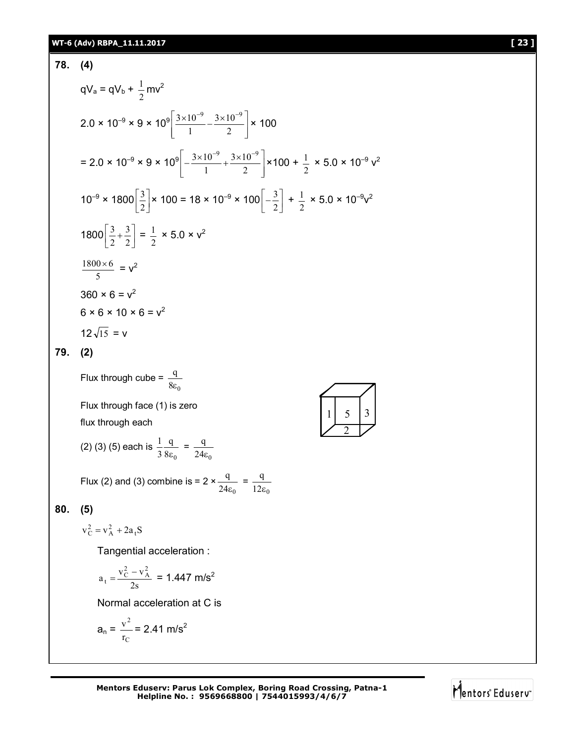**78. (4)**

$qV_a = qV_b + \frac{1}{2}mv^2$

$2.0 \times 10^{-9} \times 9 \times 10^9 \left[\frac{3\times10^{-9}}{1} - \frac{3\times10^{-9}}{2}\right] \times 100$

$= 2.0 \times 10^{-9} \times 9 \times 10^9 \left[-\frac{3\times10^{-9}}{1} + \frac{3\times10^{-9}}{2}\right] \times 100 + \frac{1}{2} \times 5.0 \times 10^{-9} v^2$

$10^{-9} \times 1800\left[\frac{3}{2}\right] \times 100 = 18 \times 10^{-9} \times 100\left[-\frac{3}{2}\right] + \frac{1}{2} \times 5.0 \times 10^{-9} v^2$

$1800\left[\frac{3}{2} + \frac{3}{2}\right] = \frac{1}{2} \times 5.0 \times v^2$

$\frac{1800 \times 6}{5} = v^2$

$360 \times 6 = v^2$

$6 \times 6 \times 10 \times 6 = v^2$

$12\sqrt{15} = v$

**79. (2)**

Flux through cube = $\frac{q}{8\varepsilon_0}$

Flux through face (1) is zero

flux through each

(2) (3) (5) each is $\frac{1}{3}\frac{q}{8\varepsilon_0} = \frac{q}{24\varepsilon_0}$

Flux (2) and (3) combine is = $2 \times \frac{q}{24\varepsilon_0} = \frac{q}{12\varepsilon_0}$

**80. (5)**

$v_C^2 = v_A^2 + 2a_t S$

Tangential acceleration :

$a_t = \frac{v_C^2 - v_A^2}{2s} = 1.447 \text{ m/s}^2$

Normal acceleration at C is

$a_n = \frac{v^2}{r_C} = 2.41 \text{ m/s}^2$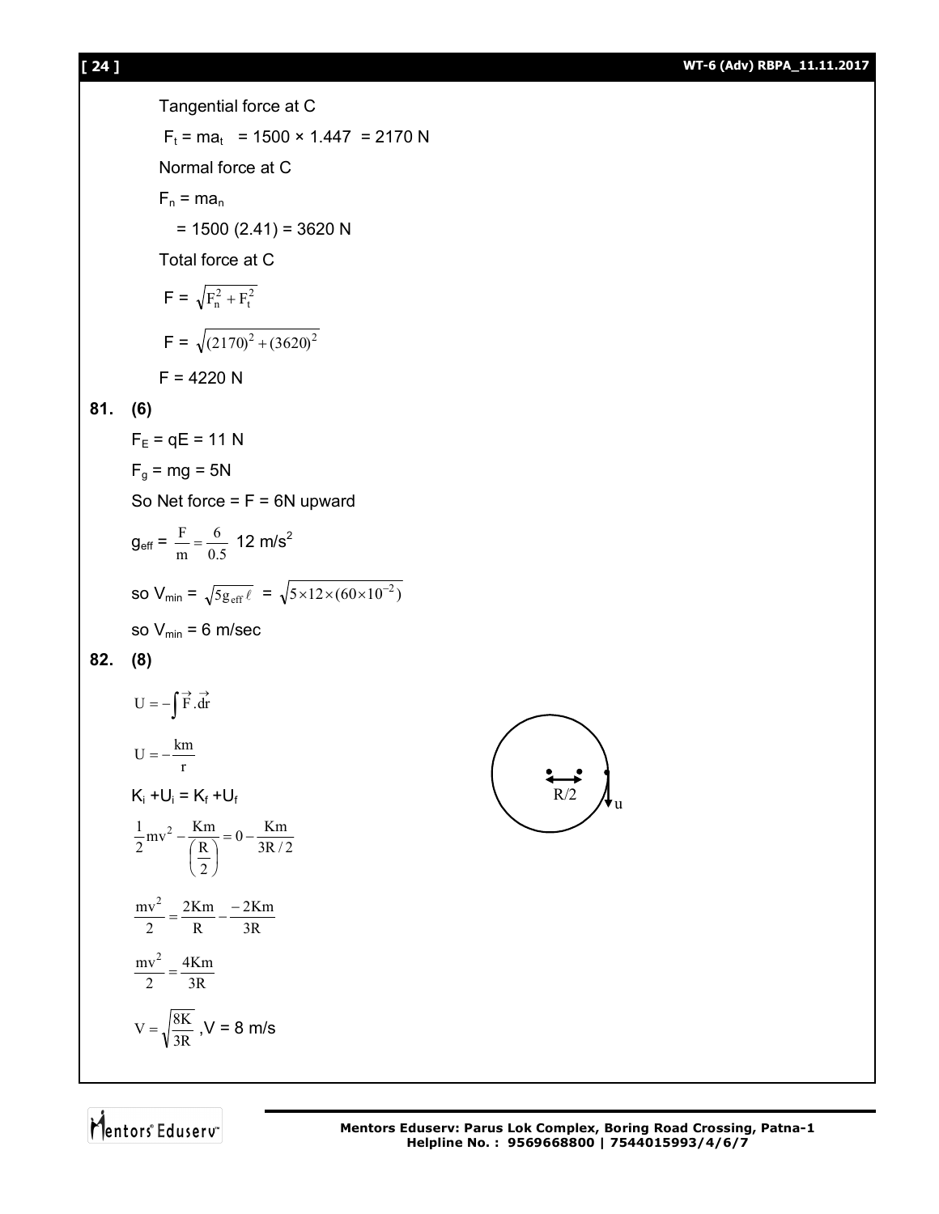Tangential force at C

$F_t = ma_t = 1500 \times 1.447 = 2170$ N

Normal force at C

$F_n = ma_n$

$= 1500 (2.41) = 3620$ N

Total force at C

$F = \sqrt{F_n^2 + F_t^2}$

$F = \sqrt{(2170)^2 + (3620)^2}$

F = 4220 N

**81. (6)**

$F_E = qE = 11$ N

$F_g = mg = 5$N

So Net force = F = 6N upward

$g_{eff} = \frac{F}{m} = \frac{6}{0.5}$ 12 m/s$^2$

so $V_{min} = \sqrt{5g_{eff}\ell} = \sqrt{5 \times 12 \times (60 \times 10^{-2})}$

so $V_{min}$ = 6 m/sec

**82. (8)**

$U = -\int \vec{F}.\vec{dr}$

$U = -\frac{km}{r}$

$K_i + U_i = K_f + U_f$

$\frac{1}{2}mv^2 - \frac{Km}{\left(\frac{R}{2}\right)} = 0 - \frac{Km}{3R/2}$

$\frac{mv^2}{2} = \frac{2Km}{R} - \frac{-2Km}{3R}$

$\frac{mv^2}{2} = \frac{4Km}{3R}$

$V = \sqrt{\frac{8K}{3R}}$, V = 8 m/s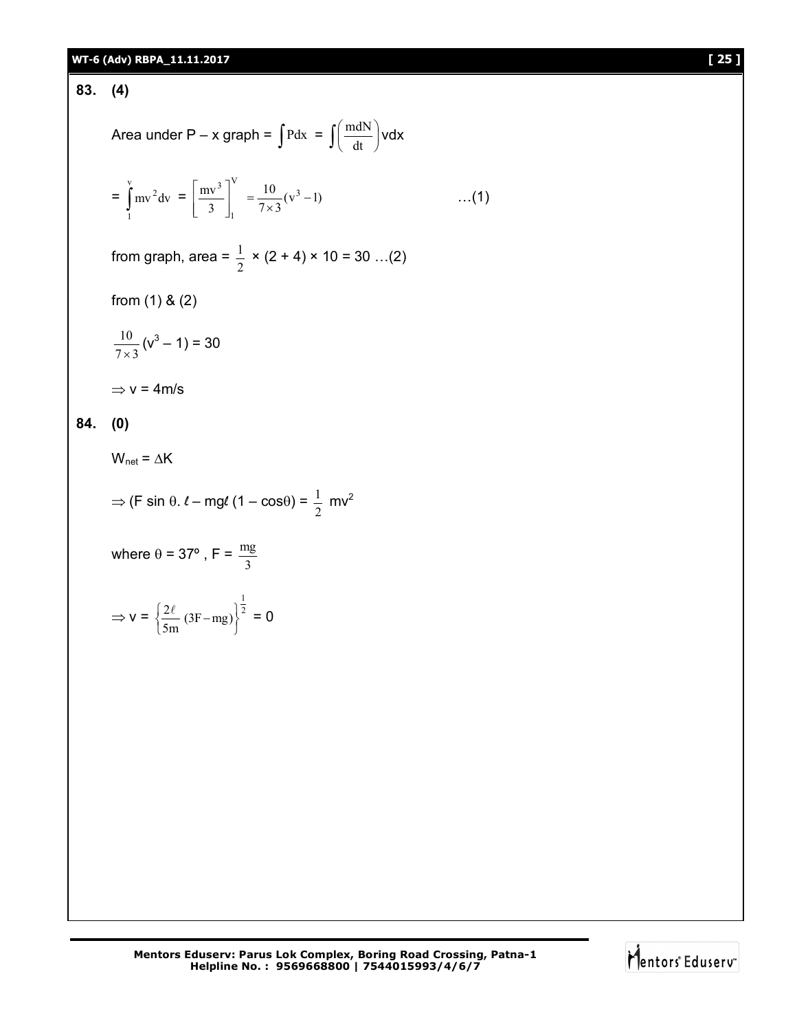**83. (4)**

Area under P – x graph = $\int P dx$ = $\int \left(\frac{mdN}{dt}\right) v dx$

= $\int_1^v mv^2 dv$ = $\left[\frac{mv^3}{3}\right]_1^V = \frac{10}{7 \times 3}(v^3 - 1)$ …(1)

from graph, area = $\frac{1}{2}$ × (2 + 4) × 10 = 30 …(2)

from (1) & (2)

$\frac{10}{7 \times 3}(v^3 - 1) = 30$

$\Rightarrow$ v = 4m/s

**84. (0)**

$W_{net} = \Delta K$

$\Rightarrow$ (F sin θ. $\ell$ – mg$\ell$ (1 – cosθ) = $\frac{1}{2}$ mv$^2$

where θ = 37º , F = $\frac{mg}{3}$

$\Rightarrow$ v = $\left\{\frac{2\ell}{5m}(3F - mg)\right\}^{\frac{1}{2}}$ = 0